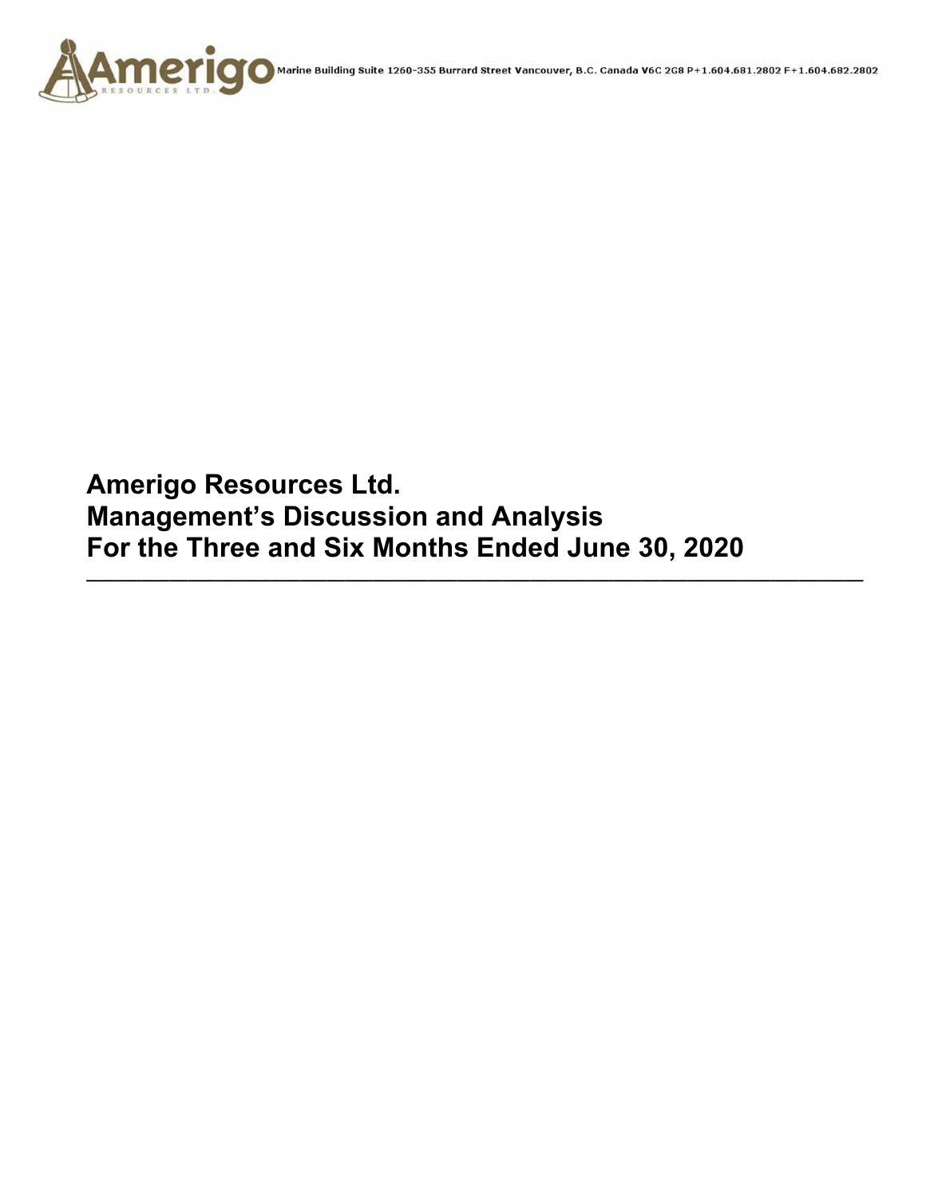Amerigo Resources Ltd.

Marine Building Suite 1260-355 Burrard Street Vancouver, B.C. Canada V6C 2G8 P+1.604.681.2802 F+1.604.682.2802

# Amerigo Resources Ltd.
# Management's Discussion and Analysis
# For the Three and Six Months Ended June 30, 2020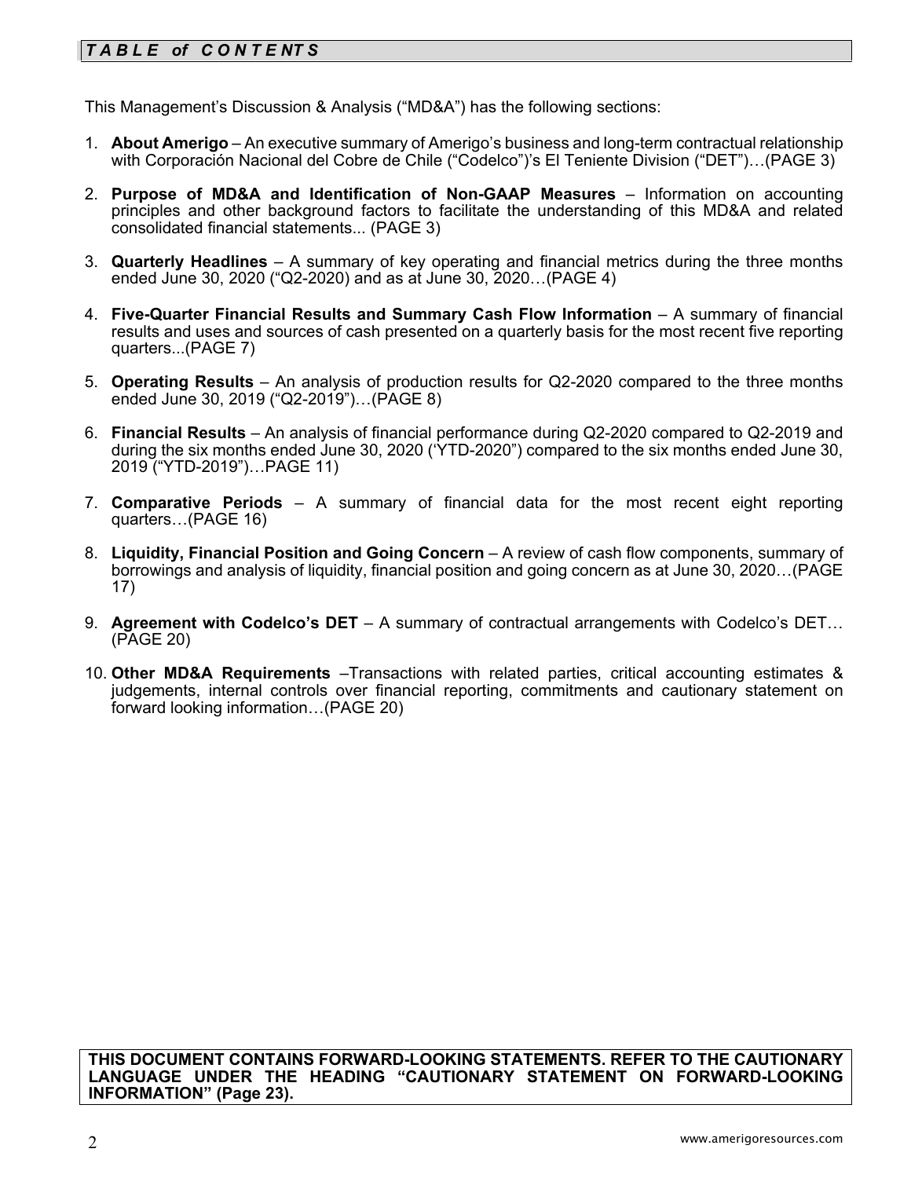## *TABLE of CONTENTS*

This Management's Discussion & Analysis ("MD&A") has the following sections:

1. **About Amerigo** – An executive summary of Amerigo's business and long-term contractual relationship with Corporación Nacional del Cobre de Chile ("Codelco")'s El Teniente Division ("DET")…(PAGE 3)

2. **Purpose of MD&A and Identification of Non-GAAP Measures** – Information on accounting principles and other background factors to facilitate the understanding of this MD&A and related consolidated financial statements... (PAGE 3)

3. **Quarterly Headlines** – A summary of key operating and financial metrics during the three months ended June 30, 2020 ("Q2-2020) and as at June 30, 2020…(PAGE 4)

4. **Five-Quarter Financial Results and Summary Cash Flow Information** – A summary of financial results and uses and sources of cash presented on a quarterly basis for the most recent five reporting quarters...(PAGE 7)

5. **Operating Results** – An analysis of production results for Q2-2020 compared to the three months ended June 30, 2019 ("Q2-2019")…(PAGE 8)

6. **Financial Results** – An analysis of financial performance during Q2-2020 compared to Q2-2019 and during the six months ended June 30, 2020 ('YTD-2020") compared to the six months ended June 30, 2019 ("YTD-2019")…PAGE 11)

7. **Comparative Periods** – A summary of financial data for the most recent eight reporting quarters…(PAGE 16)

8. **Liquidity, Financial Position and Going Concern** – A review of cash flow components, summary of borrowings and analysis of liquidity, financial position and going concern as at June 30, 2020…(PAGE 17)

9. **Agreement with Codelco's DET** – A summary of contractual arrangements with Codelco's DET… (PAGE 20)

10. **Other MD&A Requirements** –Transactions with related parties, critical accounting estimates & judgements, internal controls over financial reporting, commitments and cautionary statement on forward looking information…(PAGE 20)

**THIS DOCUMENT CONTAINS FORWARD-LOOKING STATEMENTS. REFER TO THE CAUTIONARY LANGUAGE UNDER THE HEADING "CAUTIONARY STATEMENT ON FORWARD-LOOKING INFORMATION" (Page 23).**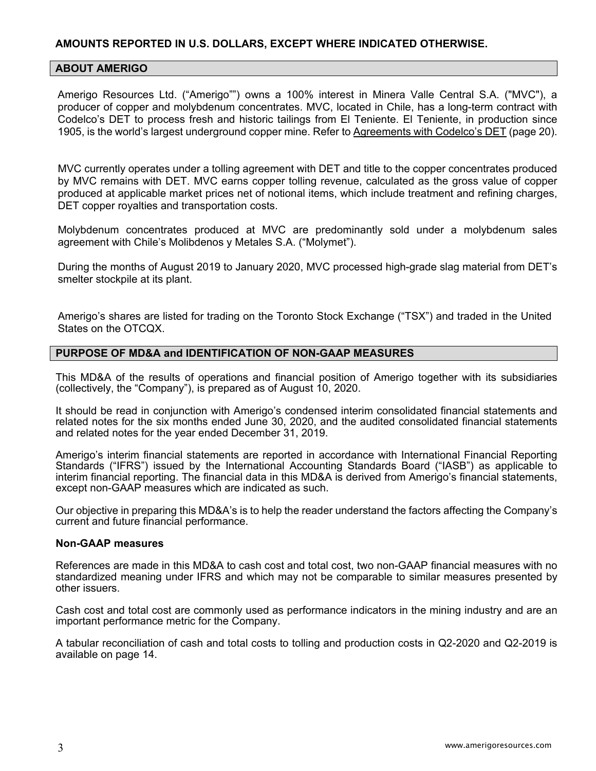**AMOUNTS REPORTED IN U.S. DOLLARS, EXCEPT WHERE INDICATED OTHERWISE.**

## ABOUT AMERIGO

Amerigo Resources Ltd. ("Amerigo"") owns a 100% interest in Minera Valle Central S.A. ("MVC"), a producer of copper and molybdenum concentrates. MVC, located in Chile, has a long-term contract with Codelco's DET to process fresh and historic tailings from El Teniente. El Teniente, in production since 1905, is the world's largest underground copper mine. Refer to Agreements with Codelco's DET (page 20).

MVC currently operates under a tolling agreement with DET and title to the copper concentrates produced by MVC remains with DET. MVC earns copper tolling revenue, calculated as the gross value of copper produced at applicable market prices net of notional items, which include treatment and refining charges, DET copper royalties and transportation costs.

Molybdenum concentrates produced at MVC are predominantly sold under a molybdenum sales agreement with Chile's Molibdenos y Metales S.A. ("Molymet").

During the months of August 2019 to January 2020, MVC processed high-grade slag material from DET's smelter stockpile at its plant.

Amerigo's shares are listed for trading on the Toronto Stock Exchange ("TSX") and traded in the United States on the OTCQX.

## PURPOSE OF MD&A and IDENTIFICATION OF NON-GAAP MEASURES

This MD&A of the results of operations and financial position of Amerigo together with its subsidiaries (collectively, the "Company"), is prepared as of August 10, 2020.

It should be read in conjunction with Amerigo's condensed interim consolidated financial statements and related notes for the six months ended June 30, 2020, and the audited consolidated financial statements and related notes for the year ended December 31, 2019.

Amerigo's interim financial statements are reported in accordance with International Financial Reporting Standards ("IFRS") issued by the International Accounting Standards Board ("IASB") as applicable to interim financial reporting. The financial data in this MD&A is derived from Amerigo's financial statements, except non-GAAP measures which are indicated as such.

Our objective in preparing this MD&A's is to help the reader understand the factors affecting the Company's current and future financial performance.

### Non-GAAP measures

References are made in this MD&A to cash cost and total cost, two non-GAAP financial measures with no standardized meaning under IFRS and which may not be comparable to similar measures presented by other issuers.

Cash cost and total cost are commonly used as performance indicators in the mining industry and are an important performance metric for the Company.

A tabular reconciliation of cash and total costs to tolling and production costs in Q2-2020 and Q2-2019 is available on page 14.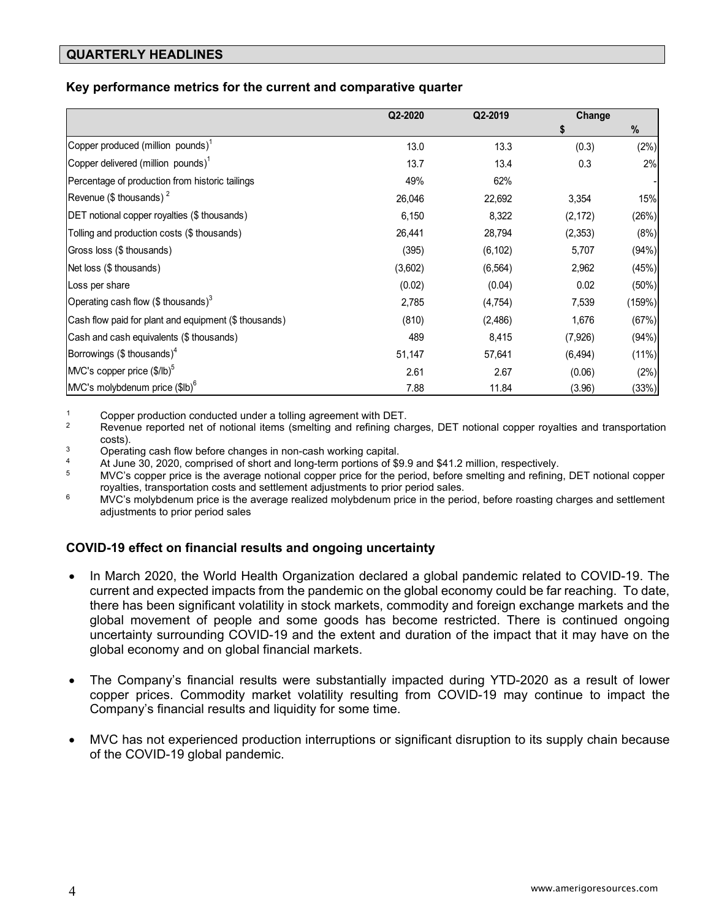## QUARTERLY HEADLINES

### Key performance metrics for the current and comparative quarter

| | Q2-2020 | Q2-2019 | Change | |
|---|---|---|---|---|
| | | | $ | % |
| Copper produced (million pounds)[1] | 13.0 | 13.3 | (0.3) | (2%) |
| Copper delivered (million pounds)[1] | 13.7 | 13.4 | 0.3 | 2% |
| Percentage of production from historic tailings | 49% | 62% | | - |
| Revenue ($ thousands)[2] | 26,046 | 22,692 | 3,354 | 15% |
| DET notional copper royalties ($ thousands) | 6,150 | 8,322 | (2,172) | (26%) |
| Tolling and production costs ($ thousands) | 26,441 | 28,794 | (2,353) | (8%) |
| Gross loss ($ thousands) | (395) | (6,102) | 5,707 | (94%) |
| Net loss ($ thousands) | (3,602) | (6,564) | 2,962 | (45%) |
| Loss per share | (0.02) | (0.04) | 0.02 | (50%) |
| Operating cash flow ($ thousands)[3] | 2,785 | (4,754) | 7,539 | (159%) |
| Cash flow paid for plant and equipment ($ thousands) | (810) | (2,486) | 1,676 | (67%) |
| Cash and cash equivalents ($ thousands) | 489 | 8,415 | (7,926) | (94%) |
| Borrowings ($ thousands)[4] | 51,147 | 57,641 | (6,494) | (11%) |
| MVC's copper price ($/lb)[5] | 2.61 | 2.67 | (0.06) | (2%) |
| MVC's molybdenum price ($lb)[6] | 7.88 | 11.84 | (3.96) | (33%) |

1. Copper production conducted under a tolling agreement with DET.
2. Revenue reported net of notional items (smelting and refining charges, DET notional copper royalties and transportation costs).
3. Operating cash flow before changes in non-cash working capital.
4. At June 30, 2020, comprised of short and long-term portions of $9.9 and $41.2 million, respectively.
5. MVC's copper price is the average notional copper price for the period, before smelting and refining, DET notional copper royalties, transportation costs and settlement adjustments to prior period sales.
6. MVC's molybdenum price is the average realized molybdenum price in the period, before roasting charges and settlement adjustments to prior period sales

### COVID-19 effect on financial results and ongoing uncertainty

- In March 2020, the World Health Organization declared a global pandemic related to COVID-19. The current and expected impacts from the pandemic on the global economy could be far reaching. To date, there has been significant volatility in stock markets, commodity and foreign exchange markets and the global movement of people and some goods has become restricted. There is continued ongoing uncertainty surrounding COVID-19 and the extent and duration of the impact that it may have on the global economy and on global financial markets.

- The Company's financial results were substantially impacted during YTD-2020 as a result of lower copper prices. Commodity market volatility resulting from COVID-19 may continue to impact the Company's financial results and liquidity for some time.

- MVC has not experienced production interruptions or significant disruption to its supply chain because of the COVID-19 global pandemic.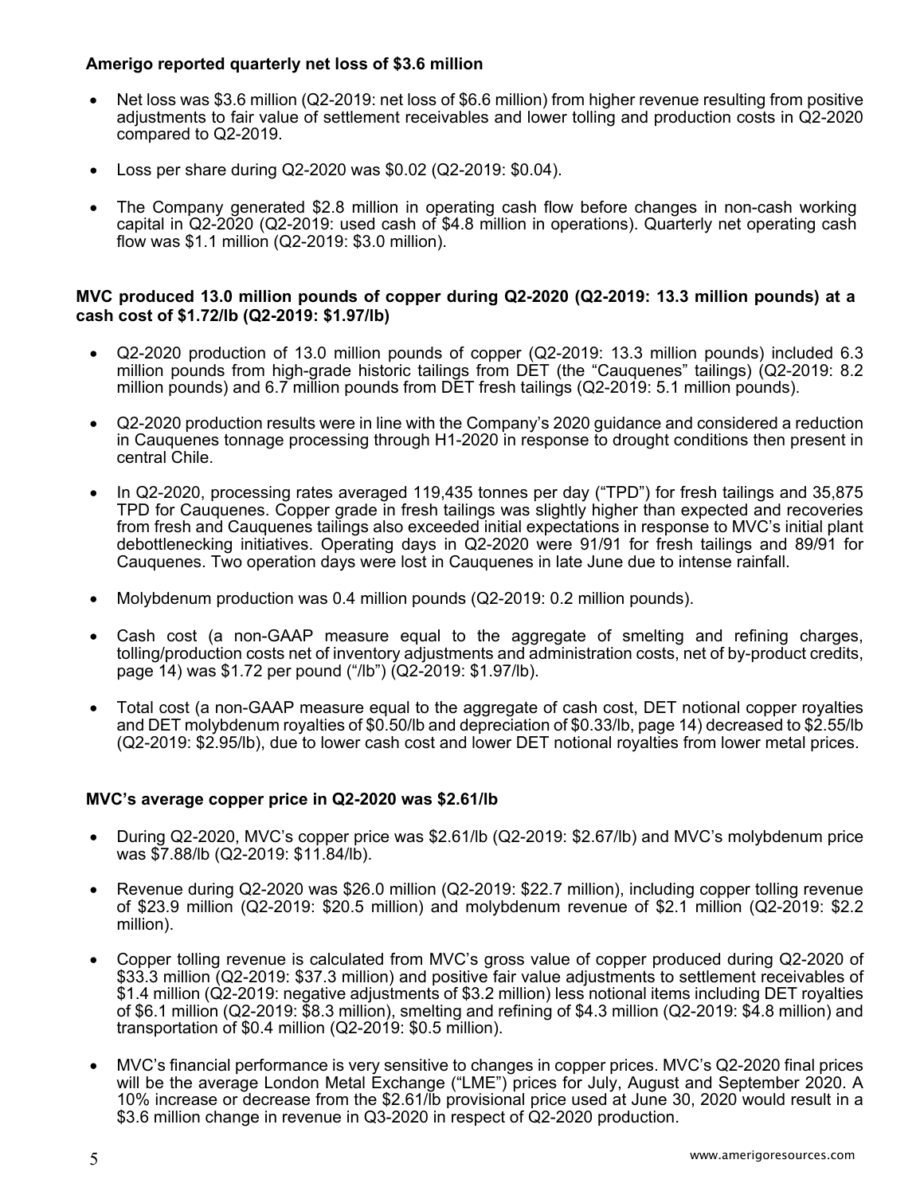**Amerigo reported quarterly net loss of $3.6 million**

- Net loss was $3.6 million (Q2-2019: net loss of $6.6 million) from higher revenue resulting from positive adjustments to fair value of settlement receivables and lower tolling and production costs in Q2-2020 compared to Q2-2019.
- Loss per share during Q2-2020 was $0.02 (Q2-2019: $0.04).
- The Company generated $2.8 million in operating cash flow before changes in non-cash working capital in Q2-2020 (Q2-2019: used cash of $4.8 million in operations). Quarterly net operating cash flow was $1.1 million (Q2-2019: $3.0 million).

**MVC produced 13.0 million pounds of copper during Q2-2020 (Q2-2019: 13.3 million pounds) at a cash cost of $1.72/lb (Q2-2019: $1.97/lb)**

- Q2-2020 production of 13.0 million pounds of copper (Q2-2019: 13.3 million pounds) included 6.3 million pounds from high-grade historic tailings from DET (the "Cauquenes" tailings) (Q2-2019: 8.2 million pounds) and 6.7 million pounds from DET fresh tailings (Q2-2019: 5.1 million pounds).
- Q2-2020 production results were in line with the Company's 2020 guidance and considered a reduction in Cauquenes tonnage processing through H1-2020 in response to drought conditions then present in central Chile.
- In Q2-2020, processing rates averaged 119,435 tonnes per day ("TPD") for fresh tailings and 35,875 TPD for Cauquenes. Copper grade in fresh tailings was slightly higher than expected and recoveries from fresh and Cauquenes tailings also exceeded initial expectations in response to MVC's initial plant debottlenecking initiatives. Operating days in Q2-2020 were 91/91 for fresh tailings and 89/91 for Cauquenes. Two operation days were lost in Cauquenes in late June due to intense rainfall.
- Molybdenum production was 0.4 million pounds (Q2-2019: 0.2 million pounds).
- Cash cost (a non-GAAP measure equal to the aggregate of smelting and refining charges, tolling/production costs net of inventory adjustments and administration costs, net of by-product credits, page 14) was $1.72 per pound ("/lb") (Q2-2019: $1.97/lb).
- Total cost (a non-GAAP measure equal to the aggregate of cash cost, DET notional copper royalties and DET molybdenum royalties of $0.50/lb and depreciation of $0.33/lb, page 14) decreased to $2.55/lb (Q2-2019: $2.95/lb), due to lower cash cost and lower DET notional royalties from lower metal prices.

**MVC's average copper price in Q2-2020 was $2.61/lb**

- During Q2-2020, MVC's copper price was $2.61/lb (Q2-2019: $2.67/lb) and MVC's molybdenum price was $7.88/lb (Q2-2019: $11.84/lb).
- Revenue during Q2-2020 was $26.0 million (Q2-2019: $22.7 million), including copper tolling revenue of $23.9 million (Q2-2019: $20.5 million) and molybdenum revenue of $2.1 million (Q2-2019: $2.2 million).
- Copper tolling revenue is calculated from MVC's gross value of copper produced during Q2-2020 of $33.3 million (Q2-2019: $37.3 million) and positive fair value adjustments to settlement receivables of $1.4 million (Q2-2019: negative adjustments of $3.2 million) less notional items including DET royalties of $6.1 million (Q2-2019: $8.3 million), smelting and refining of $4.3 million (Q2-2019: $4.8 million) and transportation of $0.4 million (Q2-2019: $0.5 million).
- MVC's financial performance is very sensitive to changes in copper prices. MVC's Q2-2020 final prices will be the average London Metal Exchange ("LME") prices for July, August and September 2020. A 10% increase or decrease from the $2.61/lb provisional price used at June 30, 2020 would result in a $3.6 million change in revenue in Q3-2020 in respect of Q2-2020 production.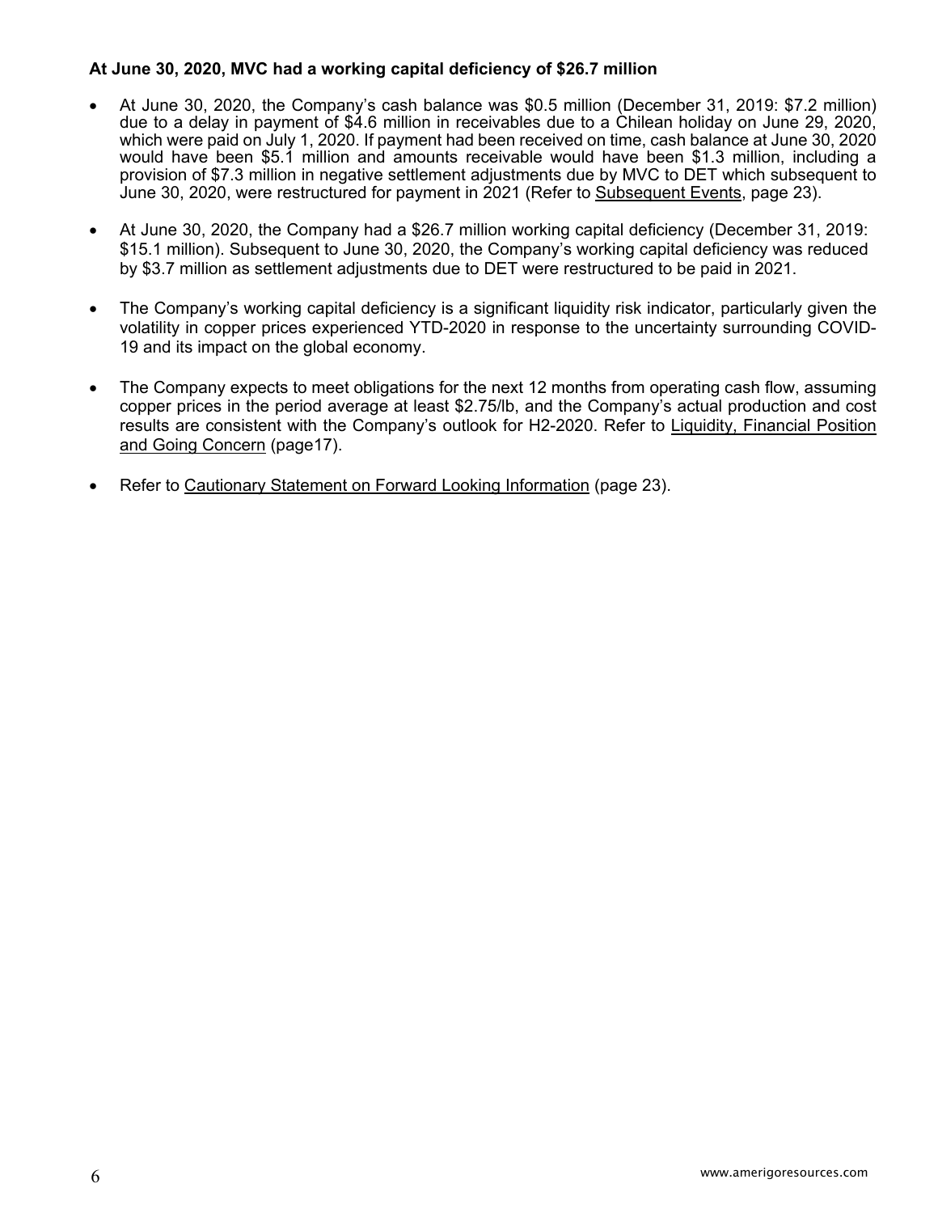**At June 30, 2020, MVC had a working capital deficiency of $26.7 million**

- At June 30, 2020, the Company's cash balance was $0.5 million (December 31, 2019: $7.2 million) due to a delay in payment of $4.6 million in receivables due to a Chilean holiday on June 29, 2020, which were paid on July 1, 2020. If payment had been received on time, cash balance at June 30, 2020 would have been $5.1 million and amounts receivable would have been $1.3 million, including a provision of $7.3 million in negative settlement adjustments due by MVC to DET which subsequent to June 30, 2020, were restructured for payment in 2021 (Refer to Subsequent Events, page 23).

- At June 30, 2020, the Company had a $26.7 million working capital deficiency (December 31, 2019: $15.1 million). Subsequent to June 30, 2020, the Company's working capital deficiency was reduced by $3.7 million as settlement adjustments due to DET were restructured to be paid in 2021.

- The Company's working capital deficiency is a significant liquidity risk indicator, particularly given the volatility in copper prices experienced YTD-2020 in response to the uncertainty surrounding COVID-19 and its impact on the global economy.

- The Company expects to meet obligations for the next 12 months from operating cash flow, assuming copper prices in the period average at least $2.75/lb, and the Company's actual production and cost results are consistent with the Company's outlook for H2-2020. Refer to Liquidity, Financial Position and Going Concern (page17).

- Refer to Cautionary Statement on Forward Looking Information (page 23).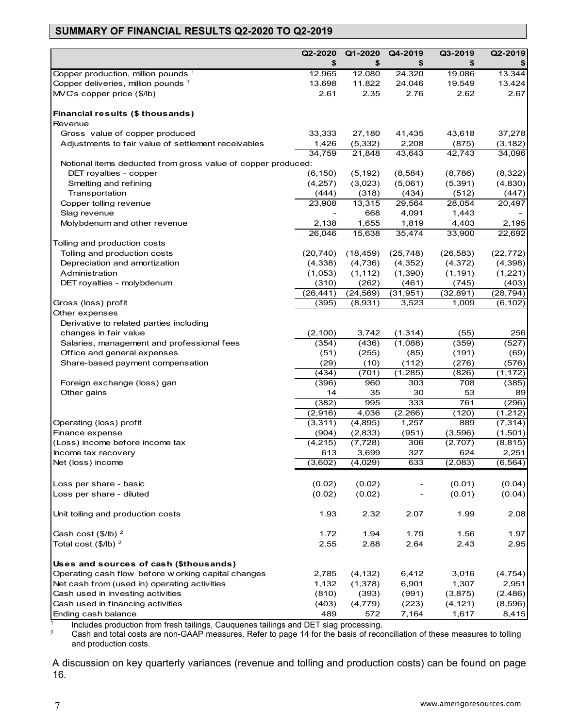## SUMMARY OF FINANCIAL RESULTS Q2-2020 TO Q2-2019

| | Q2-2020 $ | Q1-2020 $ | Q4-2019 $ | Q3-2019 $ | Q2-2019 $ |
|---|---|---|---|---|---|
| Copper production, million pounds [1] | 12.965 | 12.080 | 24.320 | 19.086 | 13.344 |
| Copper deliveries, million pounds [1] | 13.698 | 11.822 | 24.046 | 19.549 | 13.424 |
| MVC's copper price ($/lb) | 2.61 | 2.35 | 2.76 | 2.62 | 2.67 |
| | | | | | |
| **Financial results ($ thousands)** | | | | | |
| Revenue | | | | | |
| Gross value of copper produced | 33,333 | 27,180 | 41,435 | 43,618 | 37,278 |
| Adjustments to fair value of settlement receivables | 1,426 | (5,332) | 2,208 | (875) | (3,182) |
| | 34,759 | 21,848 | 43,643 | 42,743 | 34,096 |
| Notional items deducted from gross value of copper produced: | | | | | |
| DET royalties - copper | (6,150) | (5,192) | (8,584) | (8,786) | (8,322) |
| Smelting and refining | (4,257) | (3,023) | (5,061) | (5,391) | (4,830) |
| Transportation | (444) | (318) | (434) | (512) | (447) |
| Copper tolling revenue | 23,908 | 13,315 | 29,564 | 28,054 | 20,497 |
| Slag revenue | - | 668 | 4,091 | 1,443 | - |
| Molybdenum and other revenue | 2,138 | 1,655 | 1,819 | 4,403 | 2,195 |
| | 26,046 | 15,638 | 35,474 | 33,900 | 22,692 |
| Tolling and production costs | | | | | |
| Tolling and production costs | (20,740) | (18,459) | (25,748) | (26,583) | (22,772) |
| Depreciation and amortization | (4,338) | (4,736) | (4,352) | (4,372) | (4,398) |
| Administration | (1,053) | (1,112) | (1,390) | (1,191) | (1,221) |
| DET royalties - molybdenum | (310) | (262) | (461) | (745) | (403) |
| | (26,441) | (24,569) | (31,951) | (32,891) | (28,794) |
| Gross (loss) profit | (395) | (8,931) | 3,523 | 1,009 | (6,102) |
| Other expenses | | | | | |
| Derivative to related parties including changes in fair value | (2,100) | 3,742 | (1,314) | (55) | 256 |
| Salaries, management and professional fees | (354) | (436) | (1,088) | (359) | (527) |
| Office and general expenses | (51) | (255) | (85) | (191) | (69) |
| Share-based payment compensation | (29) | (10) | (112) | (276) | (576) |
| | (434) | (701) | (1,285) | (826) | (1,172) |
| Foreign exchange (loss) gan | (396) | 960 | 303 | 708 | (385) |
| Other gains | 14 | 35 | 30 | 53 | 89 |
| | (382) | 995 | 333 | 761 | (296) |
| | (2,916) | 4,036 | (2,266) | (120) | (1,212) |
| Operating (loss) profit | (3,311) | (4,895) | 1,257 | 889 | (7,314) |
| Finance expense | (904) | (2,833) | (951) | (3,596) | (1,501) |
| (Loss) income before income tax | (4,215) | (7,728) | 306 | (2,707) | (8,815) |
| Income tax recovery | 613 | 3,699 | 327 | 624 | 2,251 |
| Net (loss) income | (3,602) | (4,029) | 633 | (2,083) | (6,564) |
| | | | | | |
| Loss per share - basic | (0.02) | (0.02) | - | (0.01) | (0.04) |
| Loss per share - diluted | (0.02) | (0.02) | - | (0.01) | (0.04) |
| | | | | | |
| Unit tolling and production costs | 1.93 | 2.32 | 2.07 | 1.99 | 2.08 |
| | | | | | |
| Cash cost ($/lb) [2] | 1.72 | 1.94 | 1.79 | 1.56 | 1.97 |
| Total cost ($/lb) [2] | 2.55 | 2.88 | 2.64 | 2.43 | 2.95 |
| | | | | | |
| **Uses and sources of cash ($thousands)** | | | | | |
| Operating cash flow before working capital changes | 2,785 | (4,132) | 6,412 | 3,016 | (4,754) |
| Net cash from (used in) operating activities | 1,132 | (1,378) | 6,901 | 1,307 | 2,951 |
| Cash used in investing activities | (810) | (393) | (991) | (3,875) | (2,486) |
| Cash used in financing activities | (403) | (4,779) | (223) | (4,121) | (8,596) |
| Ending cash balance | 489 | 572 | 7,164 | 1,617 | 8,415 |

[1] Includes production from fresh tailings, Cauquenes tailings and DET slag processing.

[2] Cash and total costs are non-GAAP measures. Refer to page 14 for the basis of reconciliation of these measures to tolling and production costs.

A discussion on key quarterly variances (revenue and tolling and production costs) can be found on page 16.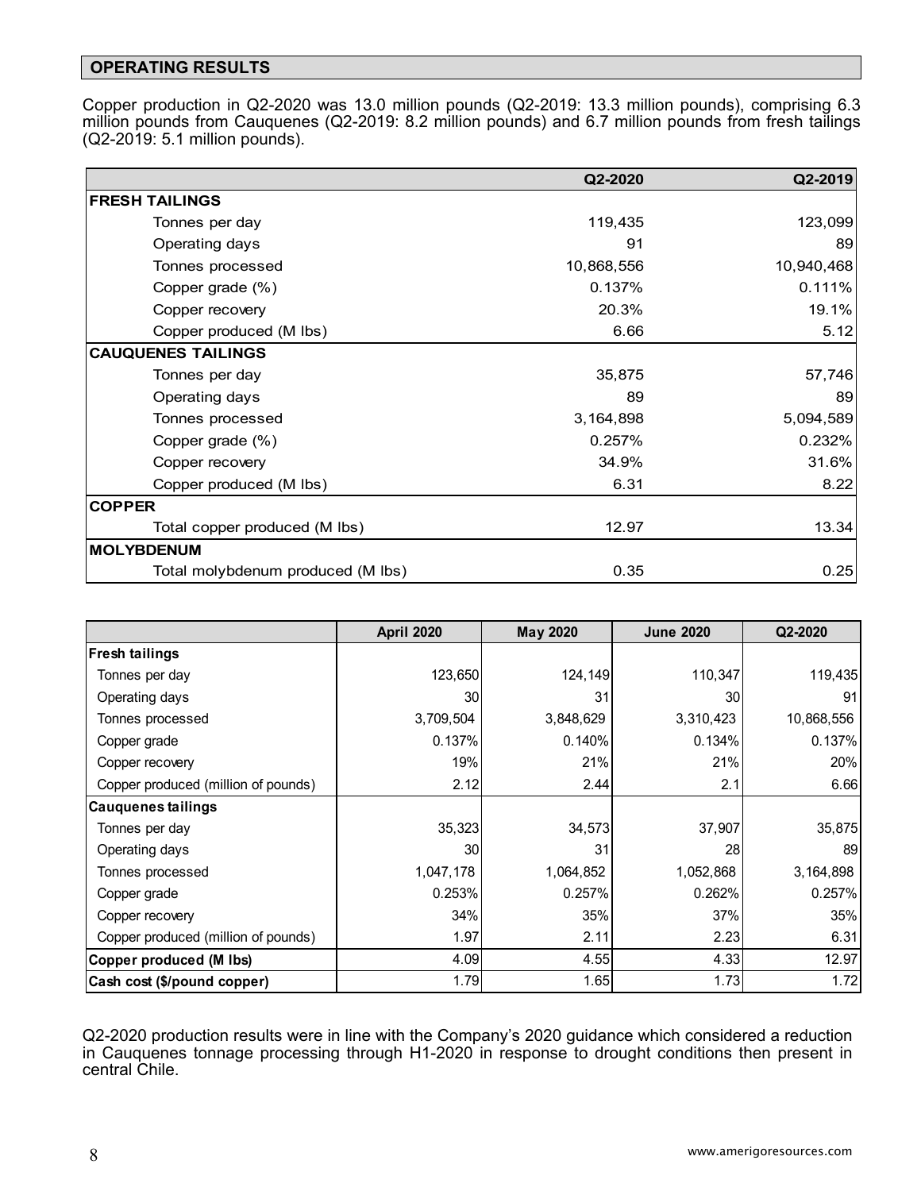## OPERATING RESULTS

Copper production in Q2-2020 was 13.0 million pounds (Q2-2019: 13.3 million pounds), comprising 6.3 million pounds from Cauquenes (Q2-2019: 8.2 million pounds) and 6.7 million pounds from fresh tailings (Q2-2019: 5.1 million pounds).

| | Q2-2020 | Q2-2019 |
|---|---|---|
| **FRESH TAILINGS** | | |
| Tonnes per day | 119,435 | 123,099 |
| Operating days | 91 | 89 |
| Tonnes processed | 10,868,556 | 10,940,468 |
| Copper grade (%) | 0.137% | 0.111% |
| Copper recovery | 20.3% | 19.1% |
| Copper produced (M lbs) | 6.66 | 5.12 |
| **CAUQUENES TAILINGS** | | |
| Tonnes per day | 35,875 | 57,746 |
| Operating days | 89 | 89 |
| Tonnes processed | 3,164,898 | 5,094,589 |
| Copper grade (%) | 0.257% | 0.232% |
| Copper recovery | 34.9% | 31.6% |
| Copper produced (M lbs) | 6.31 | 8.22 |
| **COPPER** | | |
| Total copper produced (M lbs) | 12.97 | 13.34 |
| **MOLYBDENUM** | | |
| Total molybdenum produced (M lbs) | 0.35 | 0.25 |

| | April 2020 | May 2020 | June 2020 | Q2-2020 |
|---|---|---|---|---|
| **Fresh tailings** | | | | |
| Tonnes per day | 123,650 | 124,149 | 110,347 | 119,435 |
| Operating days | 30 | 31 | 30 | 91 |
| Tonnes processed | 3,709,504 | 3,848,629 | 3,310,423 | 10,868,556 |
| Copper grade | 0.137% | 0.140% | 0.134% | 0.137% |
| Copper recovery | 19% | 21% | 21% | 20% |
| Copper produced (million of pounds) | 2.12 | 2.44 | 2.1 | 6.66 |
| **Cauquenes tailings** | | | | |
| Tonnes per day | 35,323 | 34,573 | 37,907 | 35,875 |
| Operating days | 30 | 31 | 28 | 89 |
| Tonnes processed | 1,047,178 | 1,064,852 | 1,052,868 | 3,164,898 |
| Copper grade | 0.253% | 0.257% | 0.262% | 0.257% |
| Copper recovery | 34% | 35% | 37% | 35% |
| Copper produced (million of pounds) | 1.97 | 2.11 | 2.23 | 6.31 |
| **Copper produced (M lbs)** | 4.09 | 4.55 | 4.33 | 12.97 |
| **Cash cost ($/pound copper)** | 1.79 | 1.65 | 1.73 | 1.72 |

Q2-2020 production results were in line with the Company's 2020 guidance which considered a reduction in Cauquenes tonnage processing through H1-2020 in response to drought conditions then present in central Chile.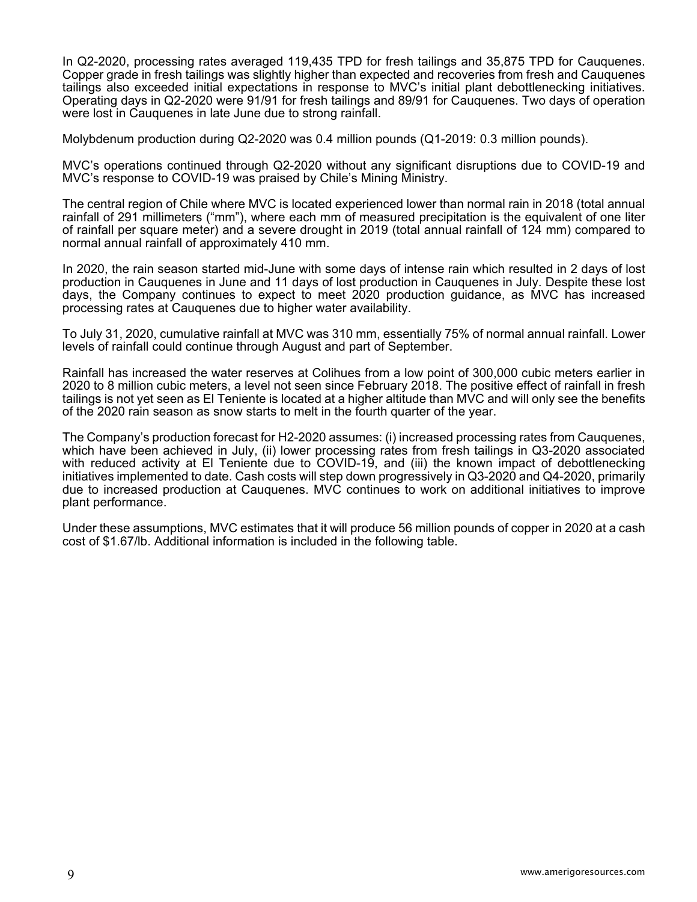In Q2-2020, processing rates averaged 119,435 TPD for fresh tailings and 35,875 TPD for Cauquenes. Copper grade in fresh tailings was slightly higher than expected and recoveries from fresh and Cauquenes tailings also exceeded initial expectations in response to MVC's initial plant debottlenecking initiatives. Operating days in Q2-2020 were 91/91 for fresh tailings and 89/91 for Cauquenes. Two days of operation were lost in Cauquenes in late June due to strong rainfall.

Molybdenum production during Q2-2020 was 0.4 million pounds (Q1-2019: 0.3 million pounds).

MVC's operations continued through Q2-2020 without any significant disruptions due to COVID-19 and MVC's response to COVID-19 was praised by Chile's Mining Ministry.

The central region of Chile where MVC is located experienced lower than normal rain in 2018 (total annual rainfall of 291 millimeters ("mm"), where each mm of measured precipitation is the equivalent of one liter of rainfall per square meter) and a severe drought in 2019 (total annual rainfall of 124 mm) compared to normal annual rainfall of approximately 410 mm.

In 2020, the rain season started mid-June with some days of intense rain which resulted in 2 days of lost production in Cauquenes in June and 11 days of lost production in Cauquenes in July. Despite these lost days, the Company continues to expect to meet 2020 production guidance, as MVC has increased processing rates at Cauquenes due to higher water availability.

To July 31, 2020, cumulative rainfall at MVC was 310 mm, essentially 75% of normal annual rainfall. Lower levels of rainfall could continue through August and part of September.

Rainfall has increased the water reserves at Colihues from a low point of 300,000 cubic meters earlier in 2020 to 8 million cubic meters, a level not seen since February 2018. The positive effect of rainfall in fresh tailings is not yet seen as El Teniente is located at a higher altitude than MVC and will only see the benefits of the 2020 rain season as snow starts to melt in the fourth quarter of the year.

The Company's production forecast for H2-2020 assumes: (i) increased processing rates from Cauquenes, which have been achieved in July, (ii) lower processing rates from fresh tailings in Q3-2020 associated with reduced activity at El Teniente due to COVID-19, and (iii) the known impact of debottlenecking initiatives implemented to date. Cash costs will step down progressively in Q3-2020 and Q4-2020, primarily due to increased production at Cauquenes. MVC continues to work on additional initiatives to improve plant performance.

Under these assumptions, MVC estimates that it will produce 56 million pounds of copper in 2020 at a cash cost of $1.67/lb. Additional information is included in the following table.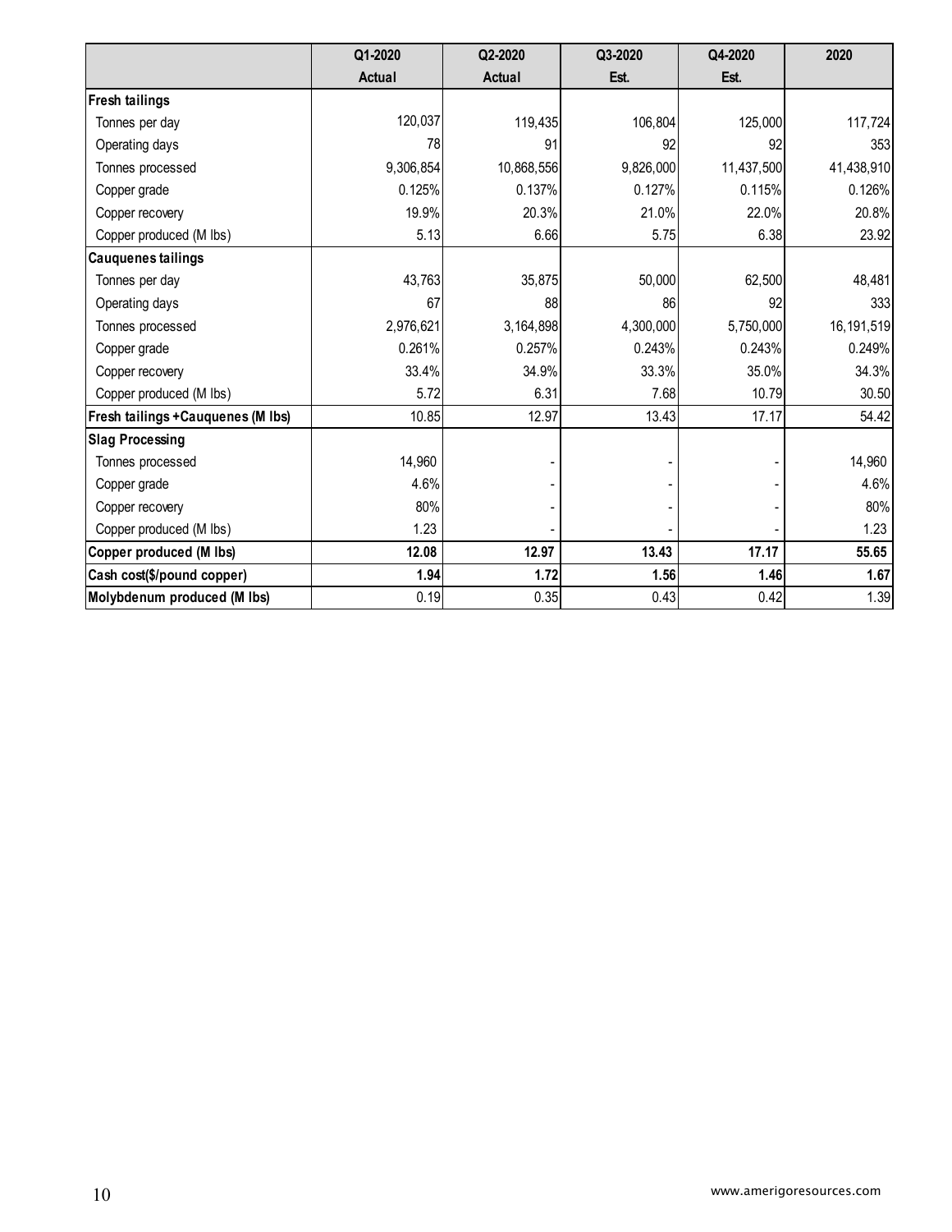| | Q1-2020 Actual | Q2-2020 Actual | Q3-2020 Est. | Q4-2020 Est. | 2020 |
|---|---|---|---|---|---|
| **Fresh tailings** | | | | | |
| Tonnes per day | 120,037 | 119,435 | 106,804 | 125,000 | 117,724 |
| Operating days | 78 | 91 | 92 | 92 | 353 |
| Tonnes processed | 9,306,854 | 10,868,556 | 9,826,000 | 11,437,500 | 41,438,910 |
| Copper grade | 0.125% | 0.137% | 0.127% | 0.115% | 0.126% |
| Copper recovery | 19.9% | 20.3% | 21.0% | 22.0% | 20.8% |
| Copper produced (M lbs) | 5.13 | 6.66 | 5.75 | 6.38 | 23.92 |
| **Cauquenes tailings** | | | | | |
| Tonnes per day | 43,763 | 35,875 | 50,000 | 62,500 | 48,481 |
| Operating days | 67 | 88 | 86 | 92 | 333 |
| Tonnes processed | 2,976,621 | 3,164,898 | 4,300,000 | 5,750,000 | 16,191,519 |
| Copper grade | 0.261% | 0.257% | 0.243% | 0.243% | 0.249% |
| Copper recovery | 33.4% | 34.9% | 33.3% | 35.0% | 34.3% |
| Copper produced (M lbs) | 5.72 | 6.31 | 7.68 | 10.79 | 30.50 |
| **Fresh tailings +Cauquenes (M lbs)** | 10.85 | 12.97 | 13.43 | 17.17 | 54.42 |
| **Slag Processing** | | | | | |
| Tonnes processed | 14,960 | - | - | - | 14,960 |
| Copper grade | 4.6% | - | - | - | 4.6% |
| Copper recovery | 80% | - | - | - | 80% |
| Copper produced (M lbs) | 1.23 | - | - | - | 1.23 |
| **Copper produced (M lbs)** | **12.08** | **12.97** | **13.43** | **17.17** | **55.65** |
| **Cash cost($/pound copper)** | **1.94** | **1.72** | **1.56** | **1.46** | **1.67** |
| **Molybdenum produced (M lbs)** | 0.19 | 0.35 | 0.43 | 0.42 | 1.39 |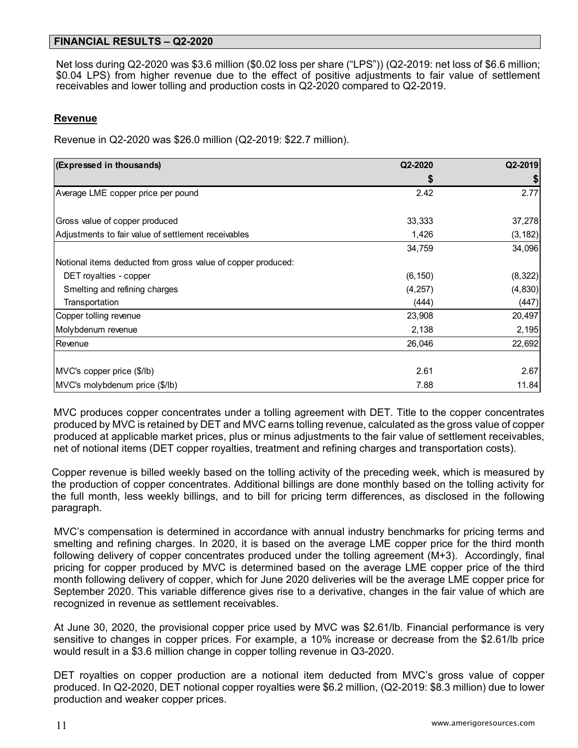## FINANCIAL RESULTS – Q2-2020

Net loss during Q2-2020 was $3.6 million ($0.02 loss per share ("LPS")) (Q2-2019: net loss of $6.6 million; $0.04 LPS) from higher revenue due to the effect of positive adjustments to fair value of settlement receivables and lower tolling and production costs in Q2-2020 compared to Q2-2019.

### Revenue

Revenue in Q2-2020 was $26.0 million (Q2-2019: $22.7 million).

| (Expressed in thousands) | Q2-2020 | Q2-2019 |
|---|---|---|
| | $ | $ |
| Average LME copper price per pound | 2.42 | 2.77 |
| | | |
| Gross value of copper produced | 33,333 | 37,278 |
| Adjustments to fair value of settlement receivables | 1,426 | (3,182) |
| | 34,759 | 34,096 |
| Notional items deducted from gross value of copper produced: | | |
| DET royalties - copper | (6,150) | (8,322) |
| Smelting and refining charges | (4,257) | (4,830) |
| Transportation | (444) | (447) |
| Copper tolling revenue | 23,908 | 20,497 |
| Molybdenum revenue | 2,138 | 2,195 |
| Revenue | 26,046 | 22,692 |
| | | |
| MVC's copper price ($/lb) | 2.61 | 2.67 |
| MVC's molybdenum price ($/lb) | 7.88 | 11.84 |

MVC produces copper concentrates under a tolling agreement with DET. Title to the copper concentrates produced by MVC is retained by DET and MVC earns tolling revenue, calculated as the gross value of copper produced at applicable market prices, plus or minus adjustments to the fair value of settlement receivables, net of notional items (DET copper royalties, treatment and refining charges and transportation costs).

Copper revenue is billed weekly based on the tolling activity of the preceding week, which is measured by the production of copper concentrates. Additional billings are done monthly based on the tolling activity for the full month, less weekly billings, and to bill for pricing term differences, as disclosed in the following paragraph.

MVC's compensation is determined in accordance with annual industry benchmarks for pricing terms and smelting and refining charges. In 2020, it is based on the average LME copper price for the third month following delivery of copper concentrates produced under the tolling agreement (M+3). Accordingly, final pricing for copper produced by MVC is determined based on the average LME copper price of the third month following delivery of copper, which for June 2020 deliveries will be the average LME copper price for September 2020. This variable difference gives rise to a derivative, changes in the fair value of which are recognized in revenue as settlement receivables.

At June 30, 2020, the provisional copper price used by MVC was $2.61/lb. Financial performance is very sensitive to changes in copper prices. For example, a 10% increase or decrease from the $2.61/lb price would result in a $3.6 million change in copper tolling revenue in Q3-2020.

DET royalties on copper production are a notional item deducted from MVC's gross value of copper produced. In Q2-2020, DET notional copper royalties were $6.2 million, (Q2-2019: $8.3 million) due to lower production and weaker copper prices.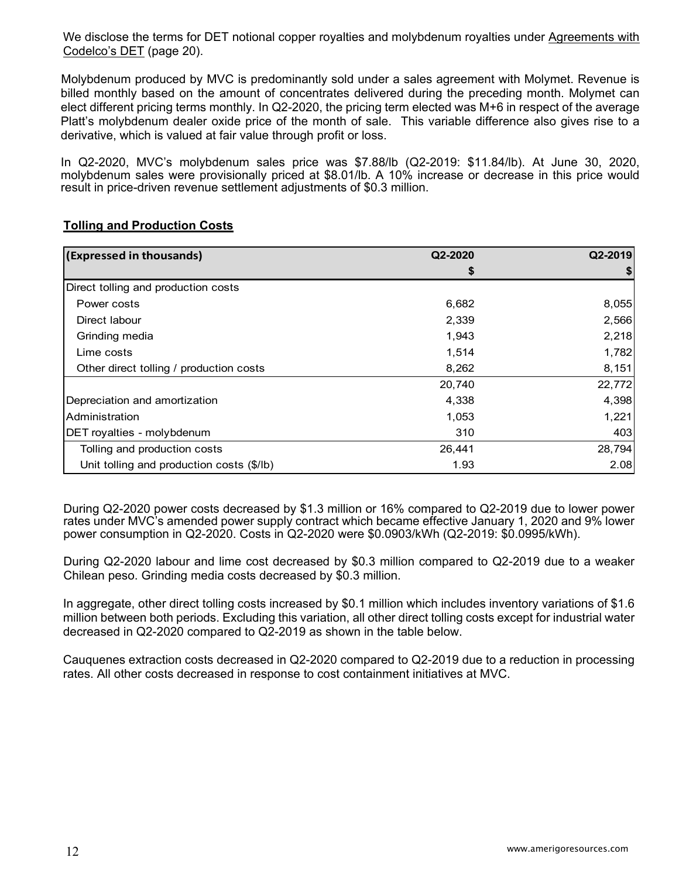We disclose the terms for DET notional copper royalties and molybdenum royalties under Agreements with Codelco's DET (page 20).

Molybdenum produced by MVC is predominantly sold under a sales agreement with Molymet. Revenue is billed monthly based on the amount of concentrates delivered during the preceding month. Molymet can elect different pricing terms monthly. In Q2-2020, the pricing term elected was M+6 in respect of the average Platt's molybdenum dealer oxide price of the month of sale. This variable difference also gives rise to a derivative, which is valued at fair value through profit or loss.

In Q2-2020, MVC's molybdenum sales price was $7.88/lb (Q2-2019: $11.84/lb). At June 30, 2020, molybdenum sales were provisionally priced at $8.01/lb. A 10% increase or decrease in this price would result in price-driven revenue settlement adjustments of $0.3 million.

## Tolling and Production Costs

| (Expressed in thousands) | Q2-2020 | Q2-2019 |
|---|---|---|
| | $ | $ |
| Direct tolling and production costs | | |
| Power costs | 6,682 | 8,055 |
| Direct labour | 2,339 | 2,566 |
| Grinding media | 1,943 | 2,218 |
| Lime costs | 1,514 | 1,782 |
| Other direct tolling / production costs | 8,262 | 8,151 |
| | 20,740 | 22,772 |
| Depreciation and amortization | 4,338 | 4,398 |
| Administration | 1,053 | 1,221 |
| DET royalties - molybdenum | 310 | 403 |
| Tolling and production costs | 26,441 | 28,794 |
| Unit tolling and production costs ($/lb) | 1.93 | 2.08 |

During Q2-2020 power costs decreased by $1.3 million or 16% compared to Q2-2019 due to lower power rates under MVC's amended power supply contract which became effective January 1, 2020 and 9% lower power consumption in Q2-2020. Costs in Q2-2020 were $0.0903/kWh (Q2-2019: $0.0995/kWh).

During Q2-2020 labour and lime cost decreased by $0.3 million compared to Q2-2019 due to a weaker Chilean peso. Grinding media costs decreased by $0.3 million.

In aggregate, other direct tolling costs increased by $0.1 million which includes inventory variations of $1.6 million between both periods. Excluding this variation, all other direct tolling costs except for industrial water decreased in Q2-2020 compared to Q2-2019 as shown in the table below.

Cauquenes extraction costs decreased in Q2-2020 compared to Q2-2019 due to a reduction in processing rates. All other costs decreased in response to cost containment initiatives at MVC.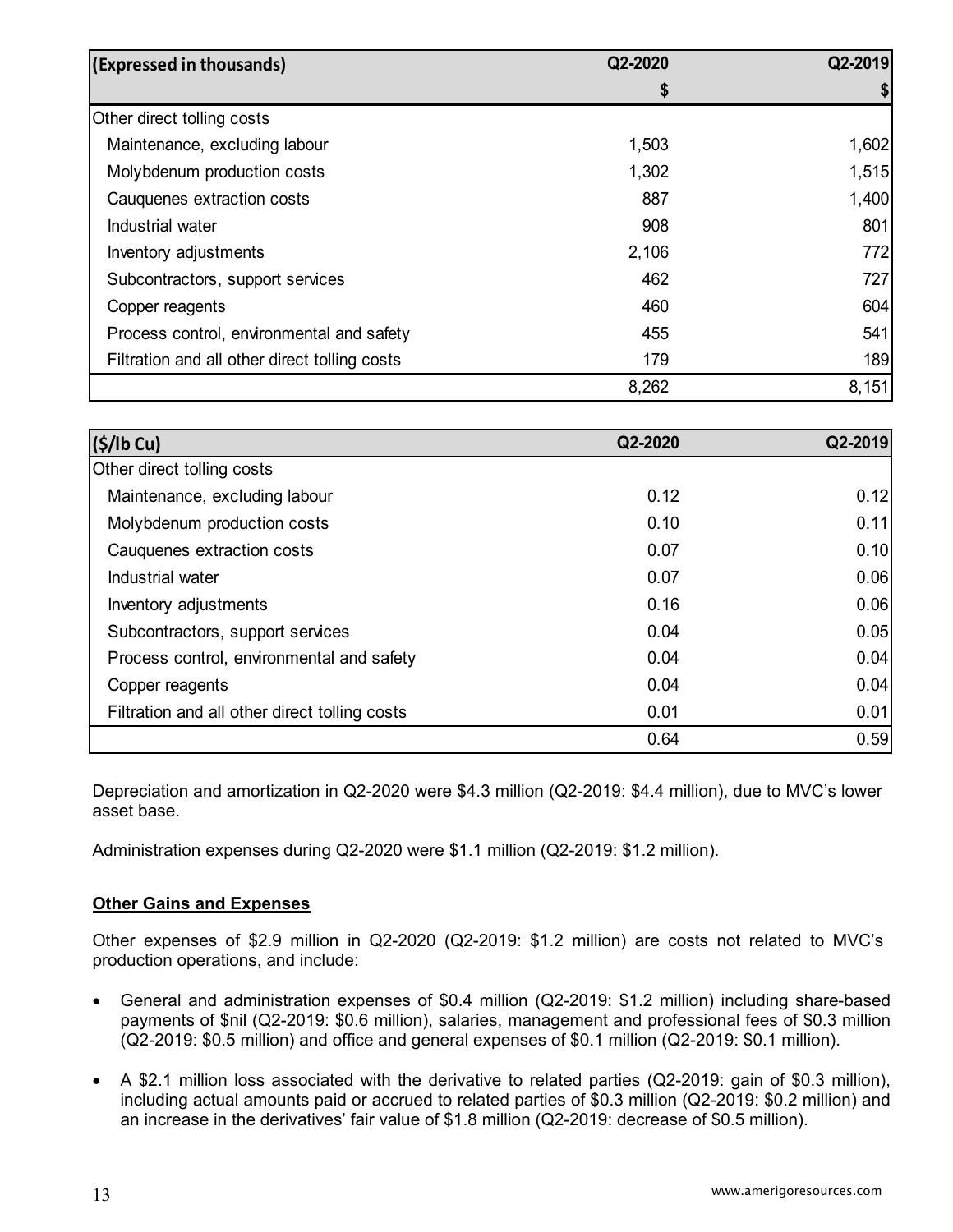| (Expressed in thousands) | Q2-2020 | Q2-2019 |
|---|---|---|
| | $ | $ |
| Other direct tolling costs | | |
| Maintenance, excluding labour | 1,503 | 1,602 |
| Molybdenum production costs | 1,302 | 1,515 |
| Cauquenes extraction costs | 887 | 1,400 |
| Industrial water | 908 | 801 |
| Inventory adjustments | 2,106 | 772 |
| Subcontractors, support services | 462 | 727 |
| Copper reagents | 460 | 604 |
| Process control, environmental and safety | 455 | 541 |
| Filtration and all other direct tolling costs | 179 | 189 |
| | 8,262 | 8,151 |

| ($/lb Cu) | Q2-2020 | Q2-2019 |
|---|---|---|
| Other direct tolling costs | | |
| Maintenance, excluding labour | 0.12 | 0.12 |
| Molybdenum production costs | 0.10 | 0.11 |
| Cauquenes extraction costs | 0.07 | 0.10 |
| Industrial water | 0.07 | 0.06 |
| Inventory adjustments | 0.16 | 0.06 |
| Subcontractors, support services | 0.04 | 0.05 |
| Process control, environmental and safety | 0.04 | 0.04 |
| Copper reagents | 0.04 | 0.04 |
| Filtration and all other direct tolling costs | 0.01 | 0.01 |
| | 0.64 | 0.59 |

Depreciation and amortization in Q2-2020 were $4.3 million (Q2-2019: $4.4 million), due to MVC's lower asset base.

Administration expenses during Q2-2020 were $1.1 million (Q2-2019: $1.2 million).

**Other Gains and Expenses**

Other expenses of $2.9 million in Q2-2020 (Q2-2019: $1.2 million) are costs not related to MVC's production operations, and include:

- General and administration expenses of $0.4 million (Q2-2019: $1.2 million) including share-based payments of $nil (Q2-2019: $0.6 million), salaries, management and professional fees of $0.3 million (Q2-2019: $0.5 million) and office and general expenses of $0.1 million (Q2-2019: $0.1 million).
- A $2.1 million loss associated with the derivative to related parties (Q2-2019: gain of $0.3 million), including actual amounts paid or accrued to related parties of $0.3 million (Q2-2019: $0.2 million) and an increase in the derivatives' fair value of $1.8 million (Q2-2019: decrease of $0.5 million).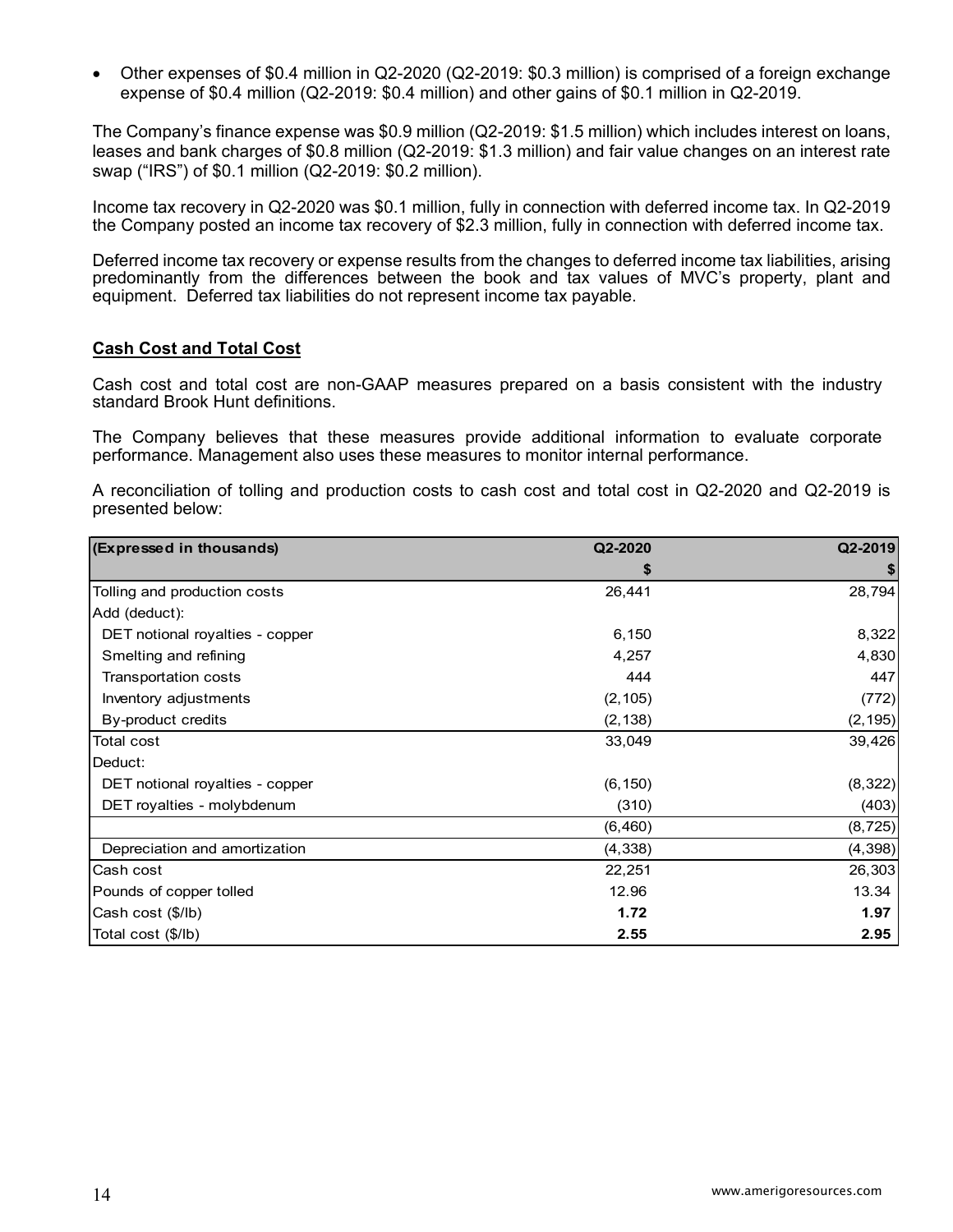- Other expenses of $0.4 million in Q2-2020 (Q2-2019: $0.3 million) is comprised of a foreign exchange expense of $0.4 million (Q2-2019: $0.4 million) and other gains of $0.1 million in Q2-2019.

The Company's finance expense was $0.9 million (Q2-2019: $1.5 million) which includes interest on loans, leases and bank charges of $0.8 million (Q2-2019: $1.3 million) and fair value changes on an interest rate swap ("IRS") of $0.1 million (Q2-2019: $0.2 million).

Income tax recovery in Q2-2020 was $0.1 million, fully in connection with deferred income tax. In Q2-2019 the Company posted an income tax recovery of $2.3 million, fully in connection with deferred income tax.

Deferred income tax recovery or expense results from the changes to deferred income tax liabilities, arising predominantly from the differences between the book and tax values of MVC's property, plant and equipment. Deferred tax liabilities do not represent income tax payable.

## Cash Cost and Total Cost

Cash cost and total cost are non-GAAP measures prepared on a basis consistent with the industry standard Brook Hunt definitions.

The Company believes that these measures provide additional information to evaluate corporate performance. Management also uses these measures to monitor internal performance.

A reconciliation of tolling and production costs to cash cost and total cost in Q2-2020 and Q2-2019 is presented below:

| (Expressed in thousands) | Q2-2020 | Q2-2019 |
|---|---|---|
| | $ | $ |
| Tolling and production costs | 26,441 | 28,794 |
| Add (deduct): | | |
| DET notional royalties - copper | 6,150 | 8,322 |
| Smelting and refining | 4,257 | 4,830 |
| Transportation costs | 444 | 447 |
| Inventory adjustments | (2,105) | (772) |
| By-product credits | (2,138) | (2,195) |
| Total cost | 33,049 | 39,426 |
| Deduct: | | |
| DET notional royalties - copper | (6,150) | (8,322) |
| DET royalties - molybdenum | (310) | (403) |
| | (6,460) | (8,725) |
| Depreciation and amortization | (4,338) | (4,398) |
| Cash cost | 22,251 | 26,303 |
| Pounds of copper tolled | 12.96 | 13.34 |
| Cash cost ($/lb) | **1.72** | **1.97** |
| Total cost ($/lb) | **2.55** | **2.95** |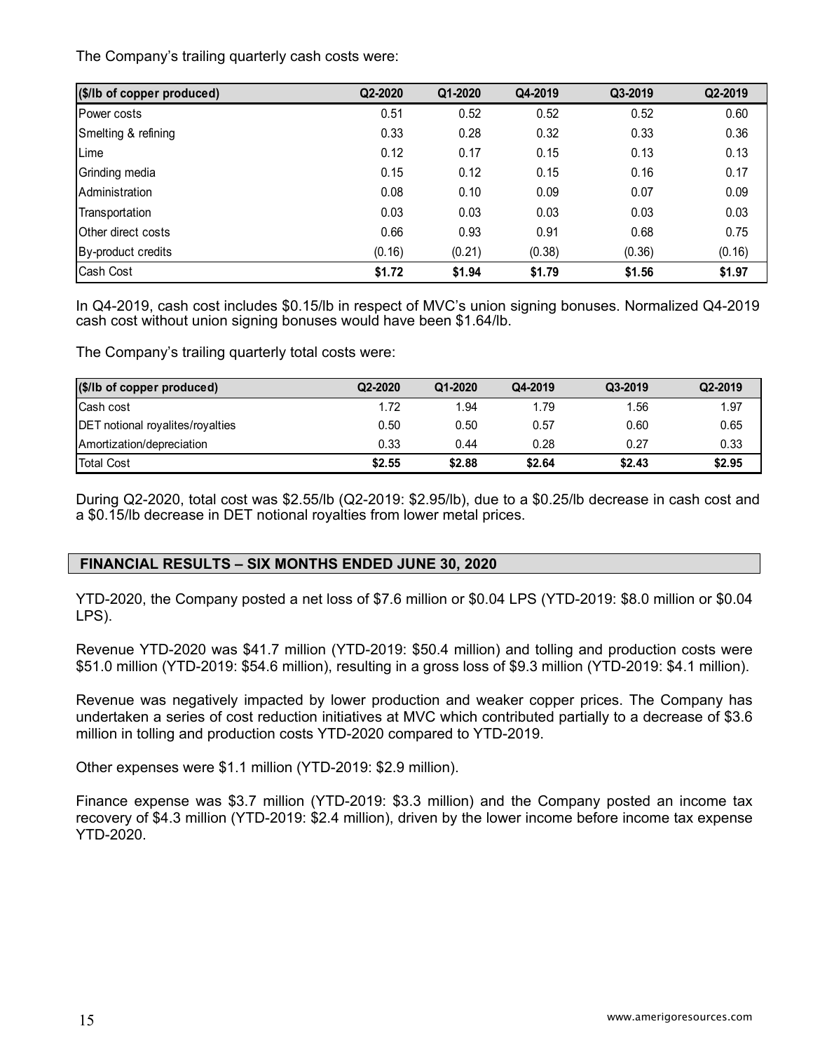The Company's trailing quarterly cash costs were:

| ($/lb of copper produced) | Q2-2020 | Q1-2020 | Q4-2019 | Q3-2019 | Q2-2019 |
|---|---|---|---|---|---|
| Power costs | 0.51 | 0.52 | 0.52 | 0.52 | 0.60 |
| Smelting & refining | 0.33 | 0.28 | 0.32 | 0.33 | 0.36 |
| Lime | 0.12 | 0.17 | 0.15 | 0.13 | 0.13 |
| Grinding media | 0.15 | 0.12 | 0.15 | 0.16 | 0.17 |
| Administration | 0.08 | 0.10 | 0.09 | 0.07 | 0.09 |
| Transportation | 0.03 | 0.03 | 0.03 | 0.03 | 0.03 |
| Other direct costs | 0.66 | 0.93 | 0.91 | 0.68 | 0.75 |
| By-product credits | (0.16) | (0.21) | (0.38) | (0.36) | (0.16) |
| Cash Cost | **$1.72** | **$1.94** | **$1.79** | **$1.56** | **$1.97** |

In Q4-2019, cash cost includes $0.15/lb in respect of MVC's union signing bonuses. Normalized Q4-2019 cash cost without union signing bonuses would have been $1.64/lb.

The Company's trailing quarterly total costs were:

| ($/lb of copper produced) | Q2-2020 | Q1-2020 | Q4-2019 | Q3-2019 | Q2-2019 |
|---|---|---|---|---|---|
| Cash cost | 1.72 | 1.94 | 1.79 | 1.56 | 1.97 |
| DET notional royalites/royalties | 0.50 | 0.50 | 0.57 | 0.60 | 0.65 |
| Amortization/depreciation | 0.33 | 0.44 | 0.28 | 0.27 | 0.33 |
| Total Cost | **$2.55** | **$2.88** | **$2.64** | **$2.43** | **$2.95** |

During Q2-2020, total cost was $2.55/lb (Q2-2019: $2.95/lb), due to a $0.25/lb decrease in cash cost and a $0.15/lb decrease in DET notional royalties from lower metal prices.

## FINANCIAL RESULTS – SIX MONTHS ENDED JUNE 30, 2020

YTD-2020, the Company posted a net loss of $7.6 million or $0.04 LPS (YTD-2019: $8.0 million or $0.04 LPS).

Revenue YTD-2020 was $41.7 million (YTD-2019: $50.4 million) and tolling and production costs were $51.0 million (YTD-2019: $54.6 million), resulting in a gross loss of $9.3 million (YTD-2019: $4.1 million).

Revenue was negatively impacted by lower production and weaker copper prices. The Company has undertaken a series of cost reduction initiatives at MVC which contributed partially to a decrease of $3.6 million in tolling and production costs YTD-2020 compared to YTD-2019.

Other expenses were $1.1 million (YTD-2019: $2.9 million).

Finance expense was $3.7 million (YTD-2019: $3.3 million) and the Company posted an income tax recovery of $4.3 million (YTD-2019: $2.4 million), driven by the lower income before income tax expense YTD-2020.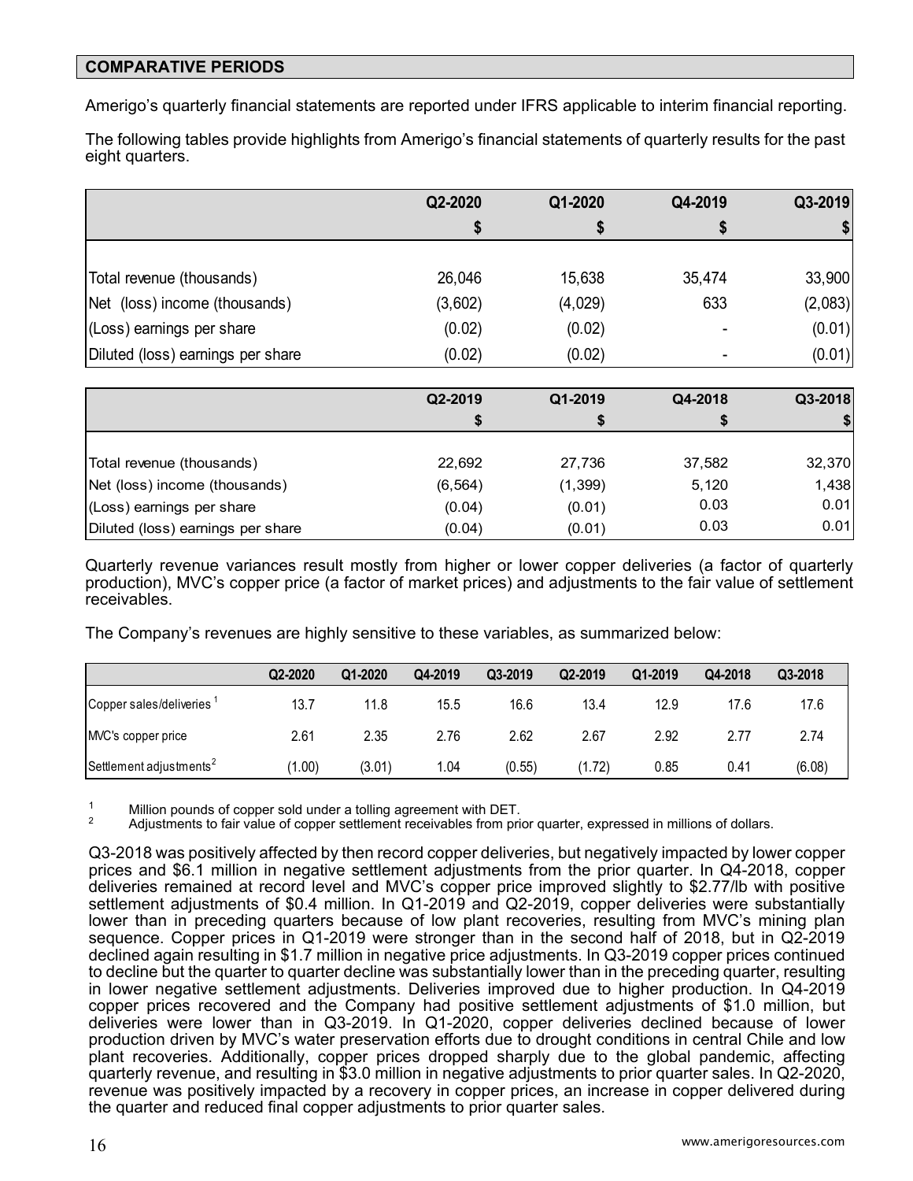## COMPARATIVE PERIODS

Amerigo's quarterly financial statements are reported under IFRS applicable to interim financial reporting.

The following tables provide highlights from Amerigo's financial statements of quarterly results for the past eight quarters.

| | Q2-2020 | Q1-2020 | Q4-2019 | Q3-2019 |
|---|---|---|---|---|
| | $ | $ | $ | $ |
| Total revenue (thousands) | 26,046 | 15,638 | 35,474 | 33,900 |
| Net (loss) income (thousands) | (3,602) | (4,029) | 633 | (2,083) |
| (Loss) earnings per share | (0.02) | (0.02) | - | (0.01) |
| Diluted (loss) earnings per share | (0.02) | (0.02) | - | (0.01) |

| | Q2-2019 | Q1-2019 | Q4-2018 | Q3-2018 |
|---|---|---|---|---|
| | $ | $ | $ | $ |
| Total revenue (thousands) | 22,692 | 27,736 | 37,582 | 32,370 |
| Net (loss) income (thousands) | (6,564) | (1,399) | 5,120 | 1,438 |
| (Loss) earnings per share | (0.04) | (0.01) | 0.03 | 0.01 |
| Diluted (loss) earnings per share | (0.04) | (0.01) | 0.03 | 0.01 |

Quarterly revenue variances result mostly from higher or lower copper deliveries (a factor of quarterly production), MVC's copper price (a factor of market prices) and adjustments to the fair value of settlement receivables.

The Company's revenues are highly sensitive to these variables, as summarized below:

| | Q2-2020 | Q1-2020 | Q4-2019 | Q3-2019 | Q2-2019 | Q1-2019 | Q4-2018 | Q3-2018 |
|---|---|---|---|---|---|---|---|---|
| Copper sales/deliveries [1] | 13.7 | 11.8 | 15.5 | 16.6 | 13.4 | 12.9 | 17.6 | 17.6 |
| MVC's copper price | 2.61 | 2.35 | 2.76 | 2.62 | 2.67 | 2.92 | 2.77 | 2.74 |
| Settlement adjustments [2] | (1.00) | (3.01) | 1.04 | (0.55) | (1.72) | 0.85 | 0.41 | (6.08) |

[1] Million pounds of copper sold under a tolling agreement with DET.
[2] Adjustments to fair value of copper settlement receivables from prior quarter, expressed in millions of dollars.

Q3-2018 was positively affected by then record copper deliveries, but negatively impacted by lower copper prices and $6.1 million in negative settlement adjustments from the prior quarter. In Q4-2018, copper deliveries remained at record level and MVC's copper price improved slightly to $2.77/lb with positive settlement adjustments of $0.4 million. In Q1-2019 and Q2-2019, copper deliveries were substantially lower than in preceding quarters because of low plant recoveries, resulting from MVC's mining plan sequence. Copper prices in Q1-2019 were stronger than in the second half of 2018, but in Q2-2019 declined again resulting in $1.7 million in negative price adjustments. In Q3-2019 copper prices continued to decline but the quarter to quarter decline was substantially lower than in the preceding quarter, resulting in lower negative settlement adjustments. Deliveries improved due to higher production. In Q4-2019 copper prices recovered and the Company had positive settlement adjustments of $1.0 million, but deliveries were lower than in Q3-2019. In Q1-2020, copper deliveries declined because of lower production driven by MVC's water preservation efforts due to drought conditions in central Chile and low plant recoveries. Additionally, copper prices dropped sharply due to the global pandemic, affecting quarterly revenue, and resulting in $3.0 million in negative adjustments to prior quarter sales. In Q2-2020, revenue was positively impacted by a recovery in copper prices, an increase in copper delivered during the quarter and reduced final copper adjustments to prior quarter sales.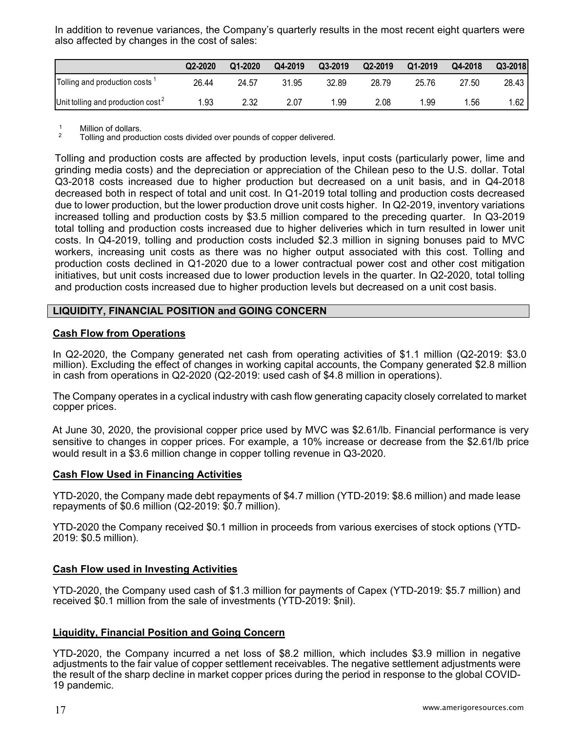In addition to revenue variances, the Company's quarterly results in the most recent eight quarters were also affected by changes in the cost of sales:

| | Q2-2020 | Q1-2020 | Q4-2019 | Q3-2019 | Q2-2019 | Q1-2019 | Q4-2018 | Q3-2018 |
|---|---|---|---|---|---|---|---|---|
| Tolling and production costs [1] | 26.44 | 24.57 | 31.95 | 32.89 | 28.79 | 25.76 | 27.50 | 28.43 |
| Unit tolling and production cost [2] | 1.93 | 2.32 | 2.07 | 1.99 | 2.08 | 1.99 | 1.56 | 1.62 |

[1] Million of dollars.
[2] Tolling and production costs divided over pounds of copper delivered.

Tolling and production costs are affected by production levels, input costs (particularly power, lime and grinding media costs) and the depreciation or appreciation of the Chilean peso to the U.S. dollar. Total Q3-2018 costs increased due to higher production but decreased on a unit basis, and in Q4-2018 decreased both in respect of total and unit cost. In Q1-2019 total tolling and production costs decreased due to lower production, but the lower production drove unit costs higher. In Q2-2019, inventory variations increased tolling and production costs by $3.5 million compared to the preceding quarter. In Q3-2019 total tolling and production costs increased due to higher deliveries which in turn resulted in lower unit costs. In Q4-2019, tolling and production costs included $2.3 million in signing bonuses paid to MVC workers, increasing unit costs as there was no higher output associated with this cost. Tolling and production costs declined in Q1-2020 due to a lower contractual power cost and other cost mitigation initiatives, but unit costs increased due to lower production levels in the quarter. In Q2-2020, total tolling and production costs increased due to higher production levels but decreased on a unit cost basis.

## LIQUIDITY, FINANCIAL POSITION and GOING CONCERN

### Cash Flow from Operations

In Q2-2020, the Company generated net cash from operating activities of $1.1 million (Q2-2019: $3.0 million). Excluding the effect of changes in working capital accounts, the Company generated $2.8 million in cash from operations in Q2-2020 (Q2-2019: used cash of $4.8 million in operations).

The Company operates in a cyclical industry with cash flow generating capacity closely correlated to market copper prices.

At June 30, 2020, the provisional copper price used by MVC was $2.61/lb. Financial performance is very sensitive to changes in copper prices. For example, a 10% increase or decrease from the $2.61/lb price would result in a $3.6 million change in copper tolling revenue in Q3-2020.

### Cash Flow Used in Financing Activities

YTD-2020, the Company made debt repayments of $4.7 million (YTD-2019: $8.6 million) and made lease repayments of $0.6 million (Q2-2019: $0.7 million).

YTD-2020 the Company received $0.1 million in proceeds from various exercises of stock options (YTD-2019: $0.5 million).

### Cash Flow used in Investing Activities

YTD-2020, the Company used cash of $1.3 million for payments of Capex (YTD-2019: $5.7 million) and received $0.1 million from the sale of investments (YTD-2019: $nil).

### Liquidity, Financial Position and Going Concern

YTD-2020, the Company incurred a net loss of $8.2 million, which includes $3.9 million in negative adjustments to the fair value of copper settlement receivables. The negative settlement adjustments were the result of the sharp decline in market copper prices during the period in response to the global COVID-19 pandemic.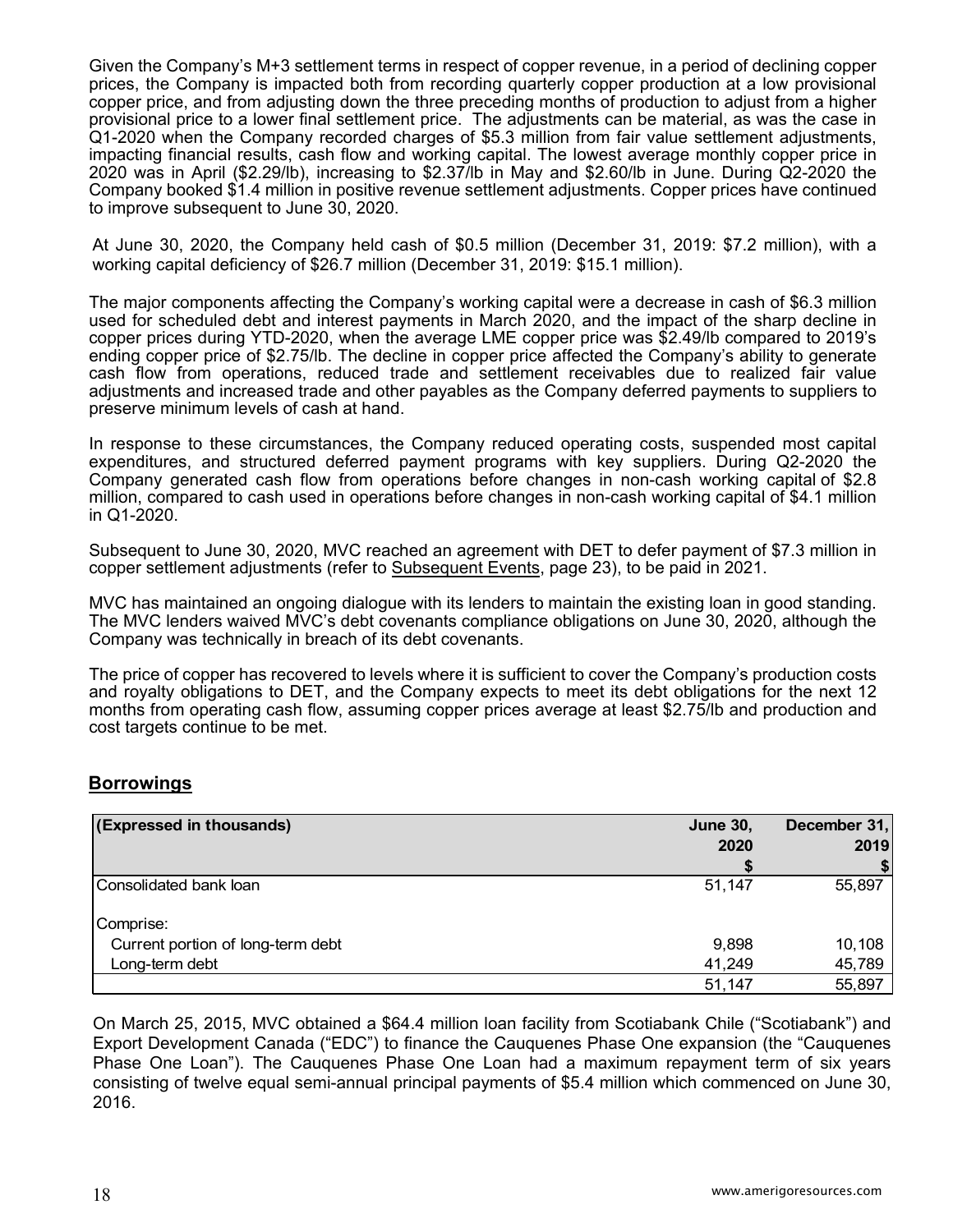Given the Company's M+3 settlement terms in respect of copper revenue, in a period of declining copper prices, the Company is impacted both from recording quarterly copper production at a low provisional copper price, and from adjusting down the three preceding months of production to adjust from a higher provisional price to a lower final settlement price. The adjustments can be material, as was the case in Q1-2020 when the Company recorded charges of $5.3 million from fair value settlement adjustments, impacting financial results, cash flow and working capital. The lowest average monthly copper price in 2020 was in April ($2.29/lb), increasing to $2.37/lb in May and $2.60/lb in June. During Q2-2020 the Company booked $1.4 million in positive revenue settlement adjustments. Copper prices have continued to improve subsequent to June 30, 2020.

At June 30, 2020, the Company held cash of $0.5 million (December 31, 2019: $7.2 million), with a working capital deficiency of $26.7 million (December 31, 2019: $15.1 million).

The major components affecting the Company's working capital were a decrease in cash of $6.3 million used for scheduled debt and interest payments in March 2020, and the impact of the sharp decline in copper prices during YTD-2020, when the average LME copper price was $2.49/lb compared to 2019's ending copper price of $2.75/lb. The decline in copper price affected the Company's ability to generate cash flow from operations, reduced trade and settlement receivables due to realized fair value adjustments and increased trade and other payables as the Company deferred payments to suppliers to preserve minimum levels of cash at hand.

In response to these circumstances, the Company reduced operating costs, suspended most capital expenditures, and structured deferred payment programs with key suppliers. During Q2-2020 the Company generated cash flow from operations before changes in non-cash working capital of $2.8 million, compared to cash used in operations before changes in non-cash working capital of $4.1 million in Q1-2020.

Subsequent to June 30, 2020, MVC reached an agreement with DET to defer payment of $7.3 million in copper settlement adjustments (refer to Subsequent Events, page 23), to be paid in 2021.

MVC has maintained an ongoing dialogue with its lenders to maintain the existing loan in good standing. The MVC lenders waived MVC's debt covenants compliance obligations on June 30, 2020, although the Company was technically in breach of its debt covenants.

The price of copper has recovered to levels where it is sufficient to cover the Company's production costs and royalty obligations to DET, and the Company expects to meet its debt obligations for the next 12 months from operating cash flow, assuming copper prices average at least $2.75/lb and production and cost targets continue to be met.

## Borrowings

| (Expressed in thousands) | June 30, 2020 $ | December 31, 2019 $ |
|---|---|---|
| Consolidated bank loan | 51,147 | 55,897 |
| Comprise: | | |
| Current portion of long-term debt | 9,898 | 10,108 |
| Long-term debt | 41,249 | 45,789 |
| | 51,147 | 55,897 |

On March 25, 2015, MVC obtained a $64.4 million loan facility from Scotiabank Chile ("Scotiabank") and Export Development Canada ("EDC") to finance the Cauquenes Phase One expansion (the "Cauquenes Phase One Loan"). The Cauquenes Phase One Loan had a maximum repayment term of six years consisting of twelve equal semi-annual principal payments of $5.4 million which commenced on June 30, 2016.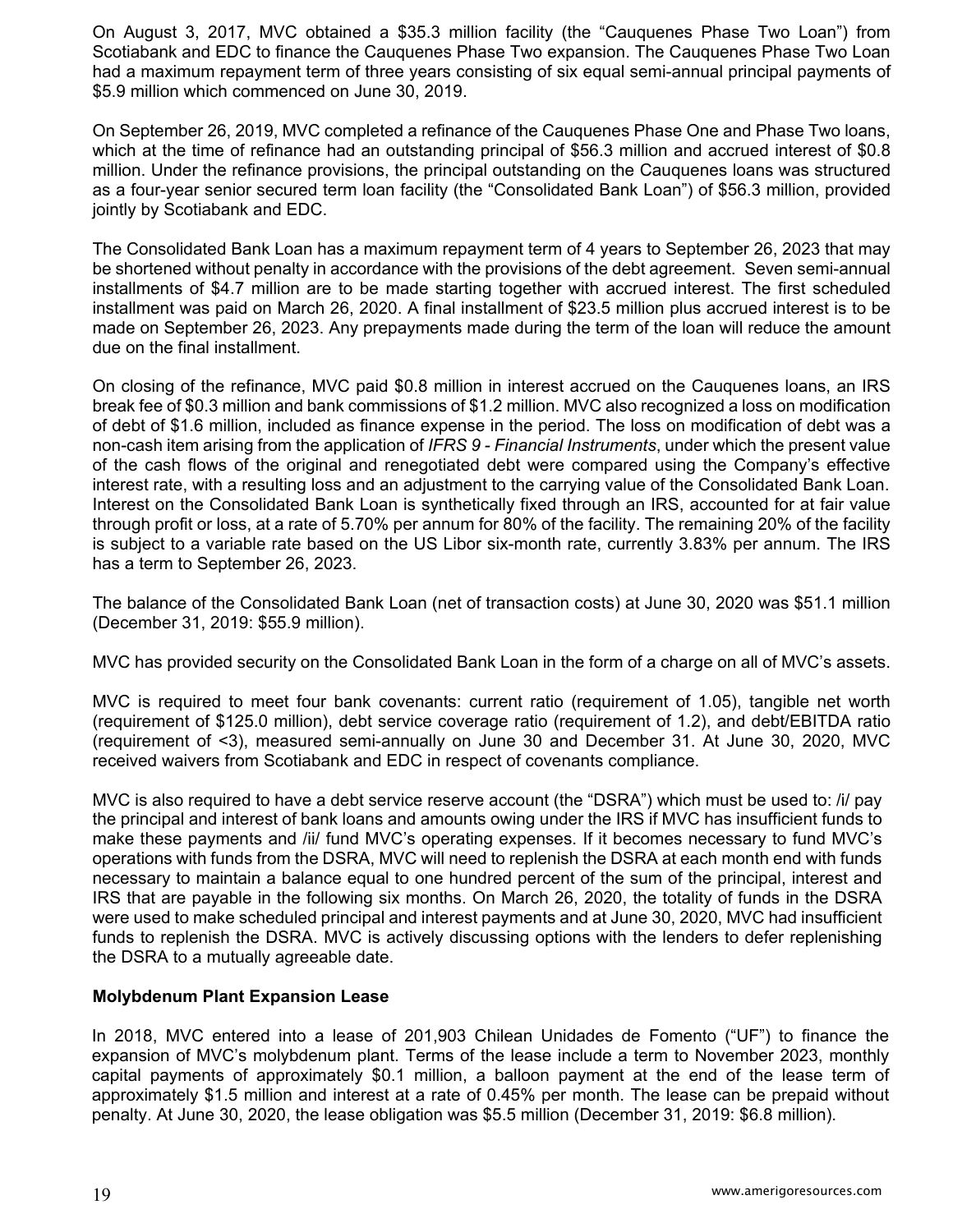On August 3, 2017, MVC obtained a $35.3 million facility (the "Cauquenes Phase Two Loan") from Scotiabank and EDC to finance the Cauquenes Phase Two expansion. The Cauquenes Phase Two Loan had a maximum repayment term of three years consisting of six equal semi-annual principal payments of $5.9 million which commenced on June 30, 2019.

On September 26, 2019, MVC completed a refinance of the Cauquenes Phase One and Phase Two loans, which at the time of refinance had an outstanding principal of $56.3 million and accrued interest of $0.8 million. Under the refinance provisions, the principal outstanding on the Cauquenes loans was structured as a four-year senior secured term loan facility (the "Consolidated Bank Loan") of $56.3 million, provided jointly by Scotiabank and EDC.

The Consolidated Bank Loan has a maximum repayment term of 4 years to September 26, 2023 that may be shortened without penalty in accordance with the provisions of the debt agreement. Seven semi-annual installments of $4.7 million are to be made starting together with accrued interest. The first scheduled installment was paid on March 26, 2020. A final installment of $23.5 million plus accrued interest is to be made on September 26, 2023. Any prepayments made during the term of the loan will reduce the amount due on the final installment.

On closing of the refinance, MVC paid $0.8 million in interest accrued on the Cauquenes loans, an IRS break fee of $0.3 million and bank commissions of $1.2 million. MVC also recognized a loss on modification of debt of $1.6 million, included as finance expense in the period. The loss on modification of debt was a non-cash item arising from the application of *IFRS 9 - Financial Instruments*, under which the present value of the cash flows of the original and renegotiated debt were compared using the Company's effective interest rate, with a resulting loss and an adjustment to the carrying value of the Consolidated Bank Loan. Interest on the Consolidated Bank Loan is synthetically fixed through an IRS, accounted for at fair value through profit or loss, at a rate of 5.70% per annum for 80% of the facility. The remaining 20% of the facility is subject to a variable rate based on the US Libor six-month rate, currently 3.83% per annum. The IRS has a term to September 26, 2023.

The balance of the Consolidated Bank Loan (net of transaction costs) at June 30, 2020 was $51.1 million (December 31, 2019: $55.9 million).

MVC has provided security on the Consolidated Bank Loan in the form of a charge on all of MVC's assets.

MVC is required to meet four bank covenants: current ratio (requirement of 1.05), tangible net worth (requirement of $125.0 million), debt service coverage ratio (requirement of 1.2), and debt/EBITDA ratio (requirement of <3), measured semi-annually on June 30 and December 31. At June 30, 2020, MVC received waivers from Scotiabank and EDC in respect of covenants compliance.

MVC is also required to have a debt service reserve account (the "DSRA") which must be used to: /i/ pay the principal and interest of bank loans and amounts owing under the IRS if MVC has insufficient funds to make these payments and /ii/ fund MVC's operating expenses. If it becomes necessary to fund MVC's operations with funds from the DSRA, MVC will need to replenish the DSRA at each month end with funds necessary to maintain a balance equal to one hundred percent of the sum of the principal, interest and IRS that are payable in the following six months. On March 26, 2020, the totality of funds in the DSRA were used to make scheduled principal and interest payments and at June 30, 2020, MVC had insufficient funds to replenish the DSRA. MVC is actively discussing options with the lenders to defer replenishing the DSRA to a mutually agreeable date.

**Molybdenum Plant Expansion Lease**

In 2018, MVC entered into a lease of 201,903 Chilean Unidades de Fomento ("UF") to finance the expansion of MVC's molybdenum plant. Terms of the lease include a term to November 2023, monthly capital payments of approximately $0.1 million, a balloon payment at the end of the lease term of approximately $1.5 million and interest at a rate of 0.45% per month. The lease can be prepaid without penalty. At June 30, 2020, the lease obligation was $5.5 million (December 31, 2019: $6.8 million).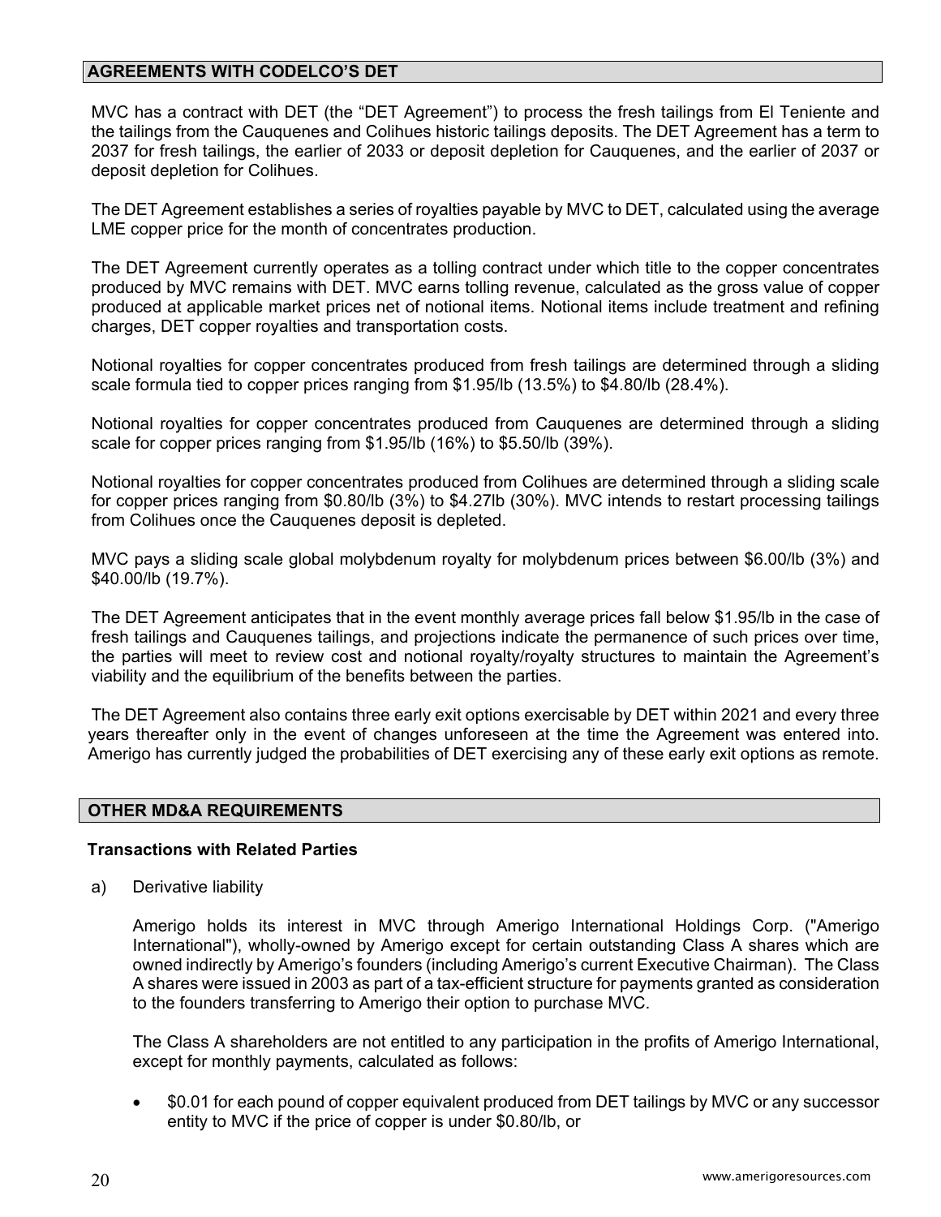## AGREEMENTS WITH CODELCO'S DET

MVC has a contract with DET (the "DET Agreement") to process the fresh tailings from El Teniente and the tailings from the Cauquenes and Colihues historic tailings deposits. The DET Agreement has a term to 2037 for fresh tailings, the earlier of 2033 or deposit depletion for Cauquenes, and the earlier of 2037 or deposit depletion for Colihues.

The DET Agreement establishes a series of royalties payable by MVC to DET, calculated using the average LME copper price for the month of concentrates production.

The DET Agreement currently operates as a tolling contract under which title to the copper concentrates produced by MVC remains with DET. MVC earns tolling revenue, calculated as the gross value of copper produced at applicable market prices net of notional items. Notional items include treatment and refining charges, DET copper royalties and transportation costs.

Notional royalties for copper concentrates produced from fresh tailings are determined through a sliding scale formula tied to copper prices ranging from $1.95/lb (13.5%) to $4.80/lb (28.4%).

Notional royalties for copper concentrates produced from Cauquenes are determined through a sliding scale for copper prices ranging from $1.95/lb (16%) to $5.50/lb (39%).

Notional royalties for copper concentrates produced from Colihues are determined through a sliding scale for copper prices ranging from $0.80/lb (3%) to $4.27lb (30%). MVC intends to restart processing tailings from Colihues once the Cauquenes deposit is depleted.

MVC pays a sliding scale global molybdenum royalty for molybdenum prices between $6.00/lb (3%) and $40.00/lb (19.7%).

The DET Agreement anticipates that in the event monthly average prices fall below $1.95/lb in the case of fresh tailings and Cauquenes tailings, and projections indicate the permanence of such prices over time, the parties will meet to review cost and notional royalty/royalty structures to maintain the Agreement's viability and the equilibrium of the benefits between the parties.

The DET Agreement also contains three early exit options exercisable by DET within 2021 and every three years thereafter only in the event of changes unforeseen at the time the Agreement was entered into. Amerigo has currently judged the probabilities of DET exercising any of these early exit options as remote.

## OTHER MD&A REQUIREMENTS

### Transactions with Related Parties

a) Derivative liability

Amerigo holds its interest in MVC through Amerigo International Holdings Corp. ("Amerigo International"), wholly-owned by Amerigo except for certain outstanding Class A shares which are owned indirectly by Amerigo's founders (including Amerigo's current Executive Chairman). The Class A shares were issued in 2003 as part of a tax-efficient structure for payments granted as consideration to the founders transferring to Amerigo their option to purchase MVC.

The Class A shareholders are not entitled to any participation in the profits of Amerigo International, except for monthly payments, calculated as follows:

- $0.01 for each pound of copper equivalent produced from DET tailings by MVC or any successor entity to MVC if the price of copper is under $0.80/lb, or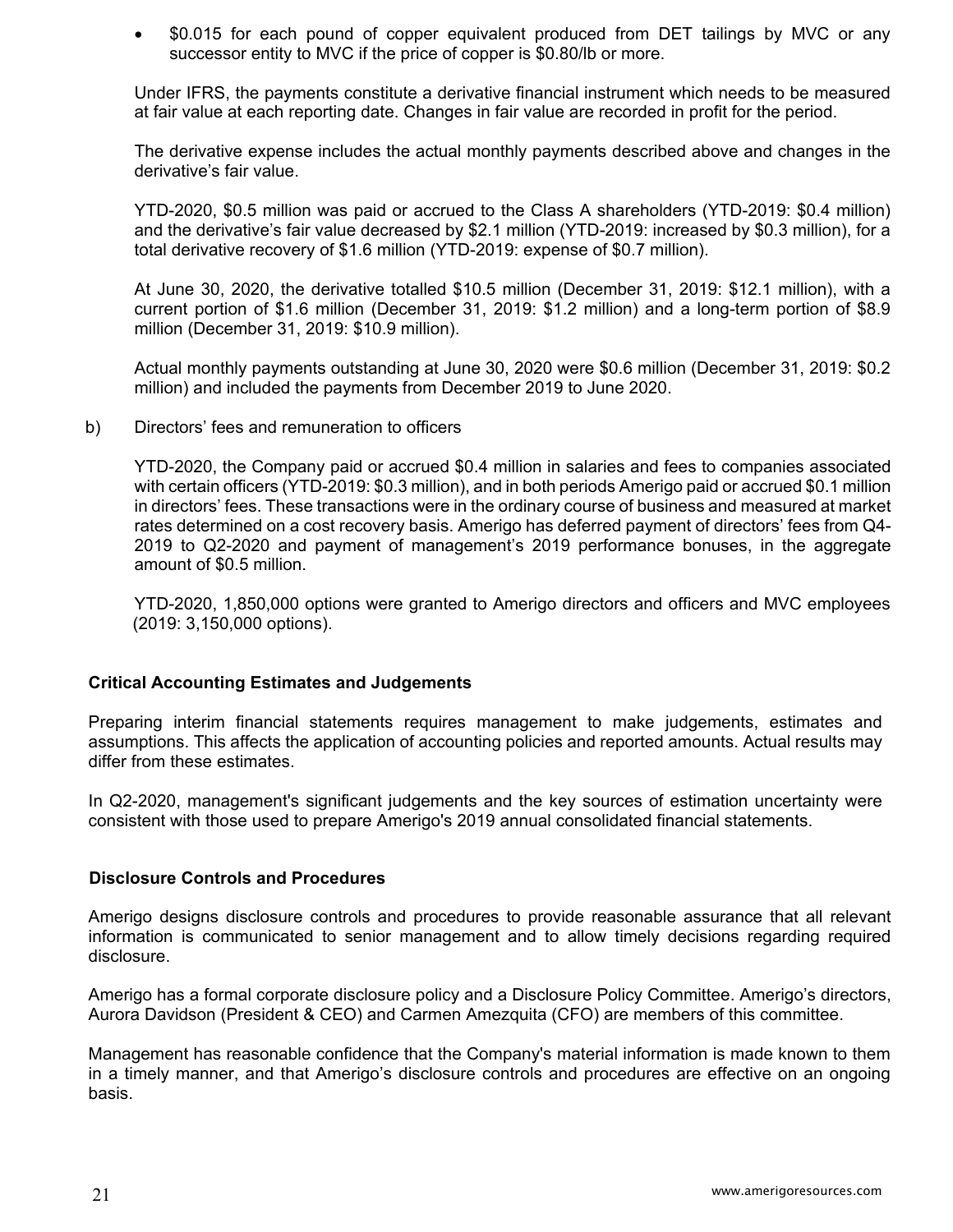- $0.015 for each pound of copper equivalent produced from DET tailings by MVC or any successor entity to MVC if the price of copper is $0.80/lb or more.

Under IFRS, the payments constitute a derivative financial instrument which needs to be measured at fair value at each reporting date. Changes in fair value are recorded in profit for the period.

The derivative expense includes the actual monthly payments described above and changes in the derivative's fair value.

YTD-2020, $0.5 million was paid or accrued to the Class A shareholders (YTD-2019: $0.4 million) and the derivative's fair value decreased by $2.1 million (YTD-2019: increased by $0.3 million), for a total derivative recovery of $1.6 million (YTD-2019: expense of $0.7 million).

At June 30, 2020, the derivative totalled $10.5 million (December 31, 2019: $12.1 million), with a current portion of $1.6 million (December 31, 2019: $1.2 million) and a long-term portion of $8.9 million (December 31, 2019: $10.9 million).

Actual monthly payments outstanding at June 30, 2020 were $0.6 million (December 31, 2019: $0.2 million) and included the payments from December 2019 to June 2020.

b) Directors' fees and remuneration to officers

YTD-2020, the Company paid or accrued $0.4 million in salaries and fees to companies associated with certain officers (YTD-2019: $0.3 million), and in both periods Amerigo paid or accrued $0.1 million in directors' fees. These transactions were in the ordinary course of business and measured at market rates determined on a cost recovery basis. Amerigo has deferred payment of directors' fees from Q4-2019 to Q2-2020 and payment of management's 2019 performance bonuses, in the aggregate amount of $0.5 million.

YTD-2020, 1,850,000 options were granted to Amerigo directors and officers and MVC employees (2019: 3,150,000 options).

## Critical Accounting Estimates and Judgements

Preparing interim financial statements requires management to make judgements, estimates and assumptions. This affects the application of accounting policies and reported amounts. Actual results may differ from these estimates.

In Q2-2020, management's significant judgements and the key sources of estimation uncertainty were consistent with those used to prepare Amerigo's 2019 annual consolidated financial statements.

## Disclosure Controls and Procedures

Amerigo designs disclosure controls and procedures to provide reasonable assurance that all relevant information is communicated to senior management and to allow timely decisions regarding required disclosure.

Amerigo has a formal corporate disclosure policy and a Disclosure Policy Committee. Amerigo's directors, Aurora Davidson (President & CEO) and Carmen Amezquita (CFO) are members of this committee.

Management has reasonable confidence that the Company's material information is made known to them in a timely manner, and that Amerigo's disclosure controls and procedures are effective on an ongoing basis.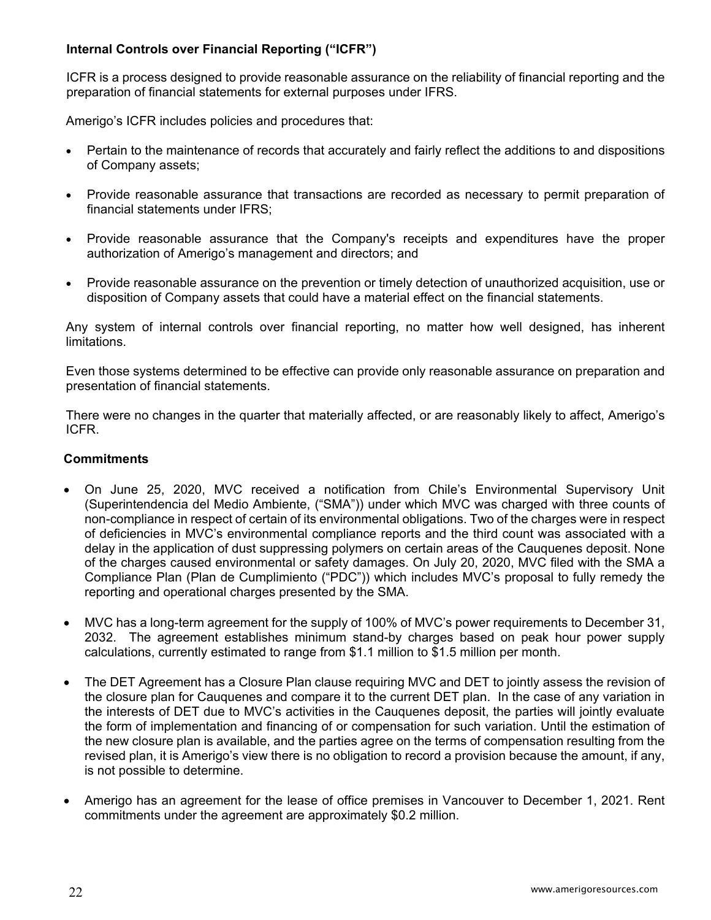**Internal Controls over Financial Reporting ("ICFR")**

ICFR is a process designed to provide reasonable assurance on the reliability of financial reporting and the preparation of financial statements for external purposes under IFRS.

Amerigo's ICFR includes policies and procedures that:

- Pertain to the maintenance of records that accurately and fairly reflect the additions to and dispositions of Company assets;
- Provide reasonable assurance that transactions are recorded as necessary to permit preparation of financial statements under IFRS;
- Provide reasonable assurance that the Company's receipts and expenditures have the proper authorization of Amerigo's management and directors; and
- Provide reasonable assurance on the prevention or timely detection of unauthorized acquisition, use or disposition of Company assets that could have a material effect on the financial statements.

Any system of internal controls over financial reporting, no matter how well designed, has inherent limitations.

Even those systems determined to be effective can provide only reasonable assurance on preparation and presentation of financial statements.

There were no changes in the quarter that materially affected, or are reasonably likely to affect, Amerigo's ICFR.

**Commitments**

- On June 25, 2020, MVC received a notification from Chile's Environmental Supervisory Unit (Superintendencia del Medio Ambiente, ("SMA")) under which MVC was charged with three counts of non-compliance in respect of certain of its environmental obligations. Two of the charges were in respect of deficiencies in MVC's environmental compliance reports and the third count was associated with a delay in the application of dust suppressing polymers on certain areas of the Cauquenes deposit. None of the charges caused environmental or safety damages. On July 20, 2020, MVC filed with the SMA a Compliance Plan (Plan de Cumplimiento ("PDC")) which includes MVC's proposal to fully remedy the reporting and operational charges presented by the SMA.
- MVC has a long-term agreement for the supply of 100% of MVC's power requirements to December 31, 2032. The agreement establishes minimum stand-by charges based on peak hour power supply calculations, currently estimated to range from $1.1 million to $1.5 million per month.
- The DET Agreement has a Closure Plan clause requiring MVC and DET to jointly assess the revision of the closure plan for Cauquenes and compare it to the current DET plan. In the case of any variation in the interests of DET due to MVC's activities in the Cauquenes deposit, the parties will jointly evaluate the form of implementation and financing of or compensation for such variation. Until the estimation of the new closure plan is available, and the parties agree on the terms of compensation resulting from the revised plan, it is Amerigo's view there is no obligation to record a provision because the amount, if any, is not possible to determine.
- Amerigo has an agreement for the lease of office premises in Vancouver to December 1, 2021. Rent commitments under the agreement are approximately $0.2 million.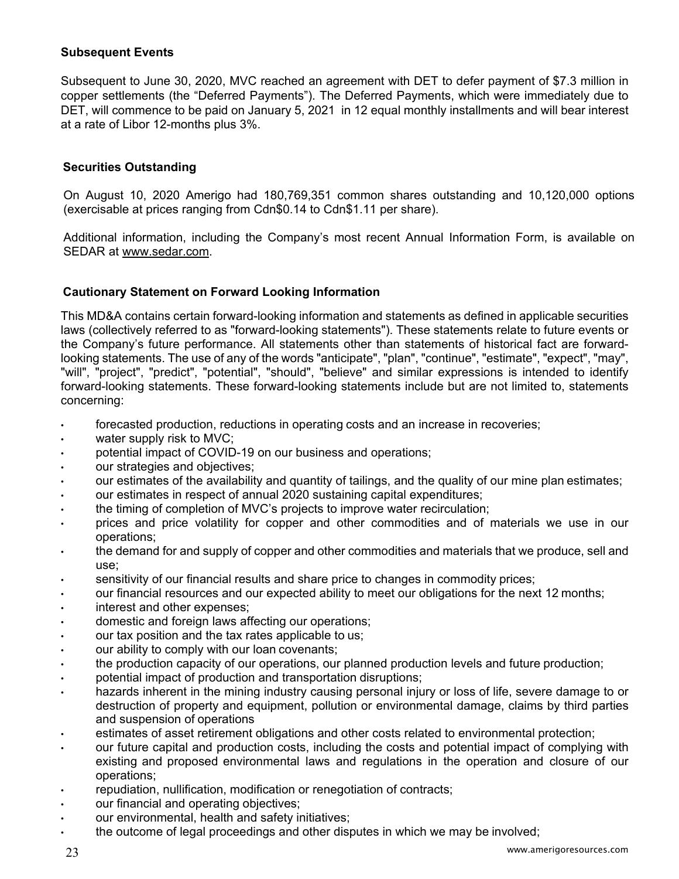### Subsequent Events

Subsequent to June 30, 2020, MVC reached an agreement with DET to defer payment of $7.3 million in copper settlements (the "Deferred Payments"). The Deferred Payments, which were immediately due to DET, will commence to be paid on January 5, 2021 in 12 equal monthly installments and will bear interest at a rate of Libor 12-months plus 3%.

### Securities Outstanding

On August 10, 2020 Amerigo had 180,769,351 common shares outstanding and 10,120,000 options (exercisable at prices ranging from Cdn$0.14 to Cdn$1.11 per share).

Additional information, including the Company's most recent Annual Information Form, is available on SEDAR at www.sedar.com.

### Cautionary Statement on Forward Looking Information

This MD&A contains certain forward-looking information and statements as defined in applicable securities laws (collectively referred to as "forward-looking statements"). These statements relate to future events or the Company's future performance. All statements other than statements of historical fact are forward-looking statements. The use of any of the words "anticipate", "plan", "continue", "estimate", "expect", "may", "will", "project", "predict", "potential", "should", "believe" and similar expressions is intended to identify forward-looking statements. These forward-looking statements include but are not limited to, statements concerning:

- forecasted production, reductions in operating costs and an increase in recoveries;
- water supply risk to MVC;
- potential impact of COVID-19 on our business and operations;
- our strategies and objectives;
- our estimates of the availability and quantity of tailings, and the quality of our mine plan estimates;
- our estimates in respect of annual 2020 sustaining capital expenditures;
- the timing of completion of MVC's projects to improve water recirculation;
- prices and price volatility for copper and other commodities and of materials we use in our operations;
- the demand for and supply of copper and other commodities and materials that we produce, sell and use;
- sensitivity of our financial results and share price to changes in commodity prices;
- our financial resources and our expected ability to meet our obligations for the next 12 months;
- interest and other expenses;
- domestic and foreign laws affecting our operations;
- our tax position and the tax rates applicable to us;
- our ability to comply with our loan covenants;
- the production capacity of our operations, our planned production levels and future production;
- potential impact of production and transportation disruptions;
- hazards inherent in the mining industry causing personal injury or loss of life, severe damage to or destruction of property and equipment, pollution or environmental damage, claims by third parties and suspension of operations
- estimates of asset retirement obligations and other costs related to environmental protection;
- our future capital and production costs, including the costs and potential impact of complying with existing and proposed environmental laws and regulations in the operation and closure of our operations;
- repudiation, nullification, modification or renegotiation of contracts;
- our financial and operating objectives;
- our environmental, health and safety initiatives;
- the outcome of legal proceedings and other disputes in which we may be involved;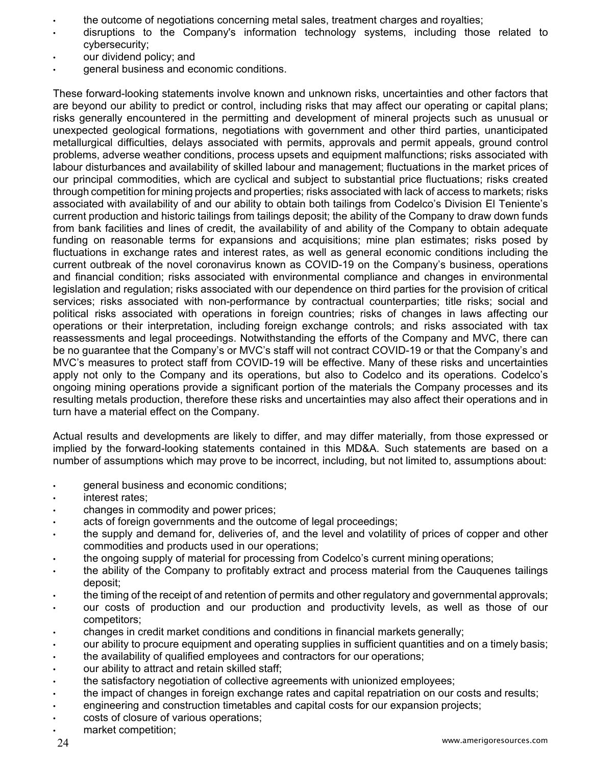- the outcome of negotiations concerning metal sales, treatment charges and royalties;
- disruptions to the Company's information technology systems, including those related to cybersecurity;
- our dividend policy; and
- general business and economic conditions.

These forward-looking statements involve known and unknown risks, uncertainties and other factors that are beyond our ability to predict or control, including risks that may affect our operating or capital plans; risks generally encountered in the permitting and development of mineral projects such as unusual or unexpected geological formations, negotiations with government and other third parties, unanticipated metallurgical difficulties, delays associated with permits, approvals and permit appeals, ground control problems, adverse weather conditions, process upsets and equipment malfunctions; risks associated with labour disturbances and availability of skilled labour and management; fluctuations in the market prices of our principal commodities, which are cyclical and subject to substantial price fluctuations; risks created through competition for mining projects and properties; risks associated with lack of access to markets; risks associated with availability of and our ability to obtain both tailings from Codelco's Division El Teniente's current production and historic tailings from tailings deposit; the ability of the Company to draw down funds from bank facilities and lines of credit, the availability of and ability of the Company to obtain adequate funding on reasonable terms for expansions and acquisitions; mine plan estimates; risks posed by fluctuations in exchange rates and interest rates, as well as general economic conditions including the current outbreak of the novel coronavirus known as COVID-19 on the Company's business, operations and financial condition; risks associated with environmental compliance and changes in environmental legislation and regulation; risks associated with our dependence on third parties for the provision of critical services; risks associated with non-performance by contractual counterparties; title risks; social and political risks associated with operations in foreign countries; risks of changes in laws affecting our operations or their interpretation, including foreign exchange controls; and risks associated with tax reassessments and legal proceedings. Notwithstanding the efforts of the Company and MVC, there can be no guarantee that the Company's or MVC's staff will not contract COVID-19 or that the Company's and MVC's measures to protect staff from COVID-19 will be effective. Many of these risks and uncertainties apply not only to the Company and its operations, but also to Codelco and its operations. Codelco's ongoing mining operations provide a significant portion of the materials the Company processes and its resulting metals production, therefore these risks and uncertainties may also affect their operations and in turn have a material effect on the Company.

Actual results and developments are likely to differ, and may differ materially, from those expressed or implied by the forward-looking statements contained in this MD&A. Such statements are based on a number of assumptions which may prove to be incorrect, including, but not limited to, assumptions about:

- general business and economic conditions;
- interest rates;
- changes in commodity and power prices;
- acts of foreign governments and the outcome of legal proceedings;
- the supply and demand for, deliveries of, and the level and volatility of prices of copper and other commodities and products used in our operations;
- the ongoing supply of material for processing from Codelco's current mining operations;
- the ability of the Company to profitably extract and process material from the Cauquenes tailings deposit;
- the timing of the receipt of and retention of permits and other regulatory and governmental approvals;
- our costs of production and our production and productivity levels, as well as those of our competitors;
- changes in credit market conditions and conditions in financial markets generally;
- our ability to procure equipment and operating supplies in sufficient quantities and on a timely basis;
- the availability of qualified employees and contractors for our operations;
- our ability to attract and retain skilled staff;
- the satisfactory negotiation of collective agreements with unionized employees;
- the impact of changes in foreign exchange rates and capital repatriation on our costs and results;
- engineering and construction timetables and capital costs for our expansion projects;
- costs of closure of various operations;
- market competition;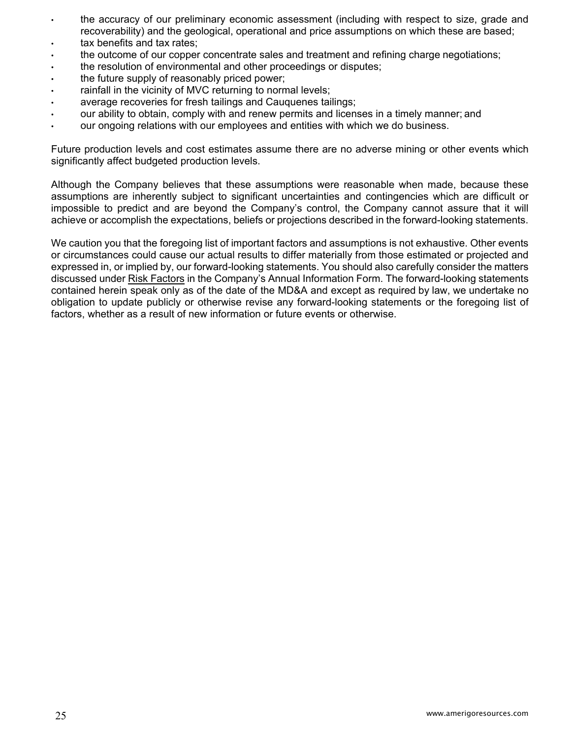- the accuracy of our preliminary economic assessment (including with respect to size, grade and recoverability) and the geological, operational and price assumptions on which these are based;
- tax benefits and tax rates;
- the outcome of our copper concentrate sales and treatment and refining charge negotiations;
- the resolution of environmental and other proceedings or disputes;
- the future supply of reasonably priced power;
- rainfall in the vicinity of MVC returning to normal levels;
- average recoveries for fresh tailings and Cauquenes tailings;
- our ability to obtain, comply with and renew permits and licenses in a timely manner; and
- our ongoing relations with our employees and entities with which we do business.

Future production levels and cost estimates assume there are no adverse mining or other events which significantly affect budgeted production levels.

Although the Company believes that these assumptions were reasonable when made, because these assumptions are inherently subject to significant uncertainties and contingencies which are difficult or impossible to predict and are beyond the Company's control, the Company cannot assure that it will achieve or accomplish the expectations, beliefs or projections described in the forward-looking statements.

We caution you that the foregoing list of important factors and assumptions is not exhaustive. Other events or circumstances could cause our actual results to differ materially from those estimated or projected and expressed in, or implied by, our forward-looking statements. You should also carefully consider the matters discussed under Risk Factors in the Company's Annual Information Form. The forward-looking statements contained herein speak only as of the date of the MD&A and except as required by law, we undertake no obligation to update publicly or otherwise revise any forward-looking statements or the foregoing list of factors, whether as a result of new information or future events or otherwise.